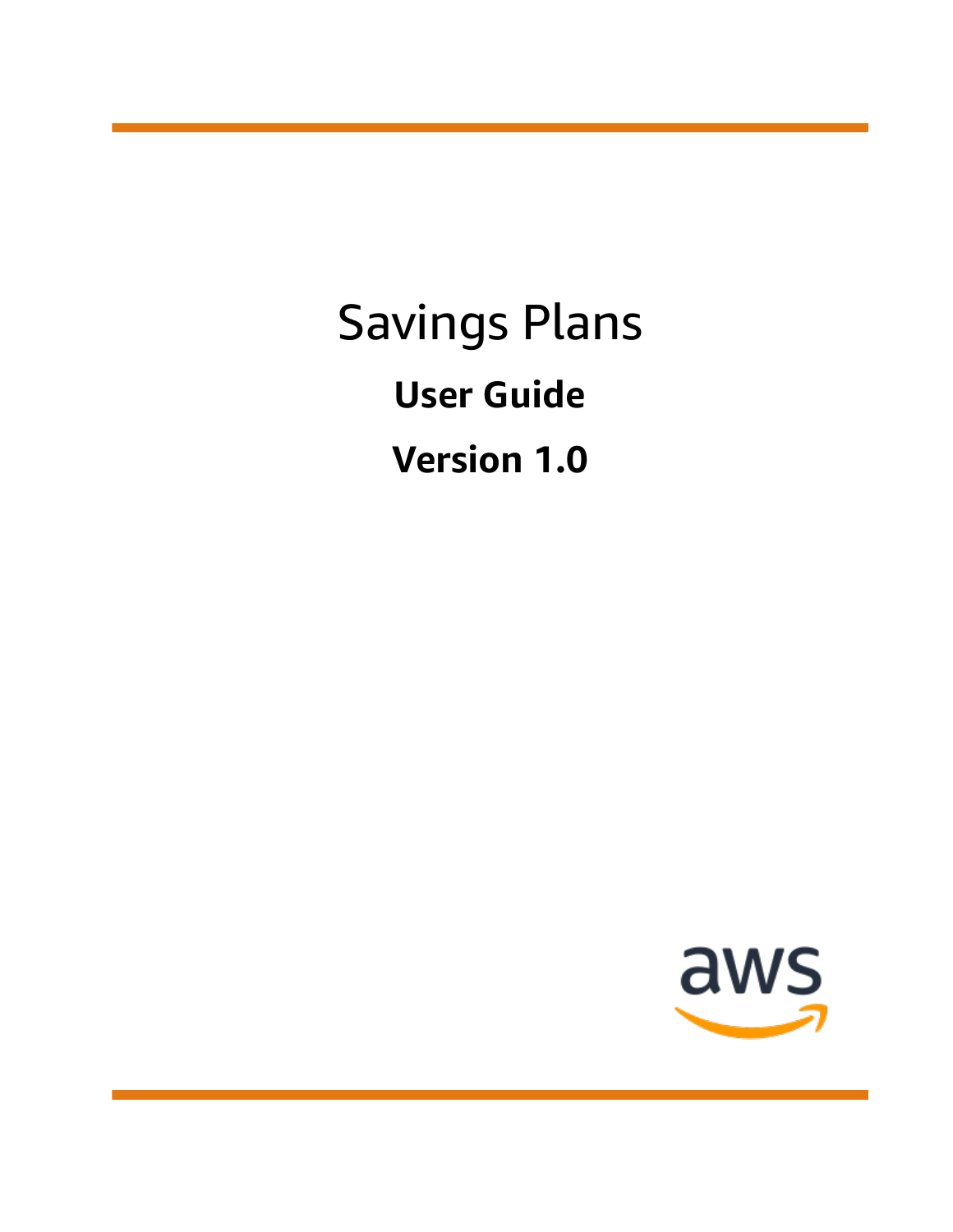# Savings Plans

**User Guide**

**Version 1.0**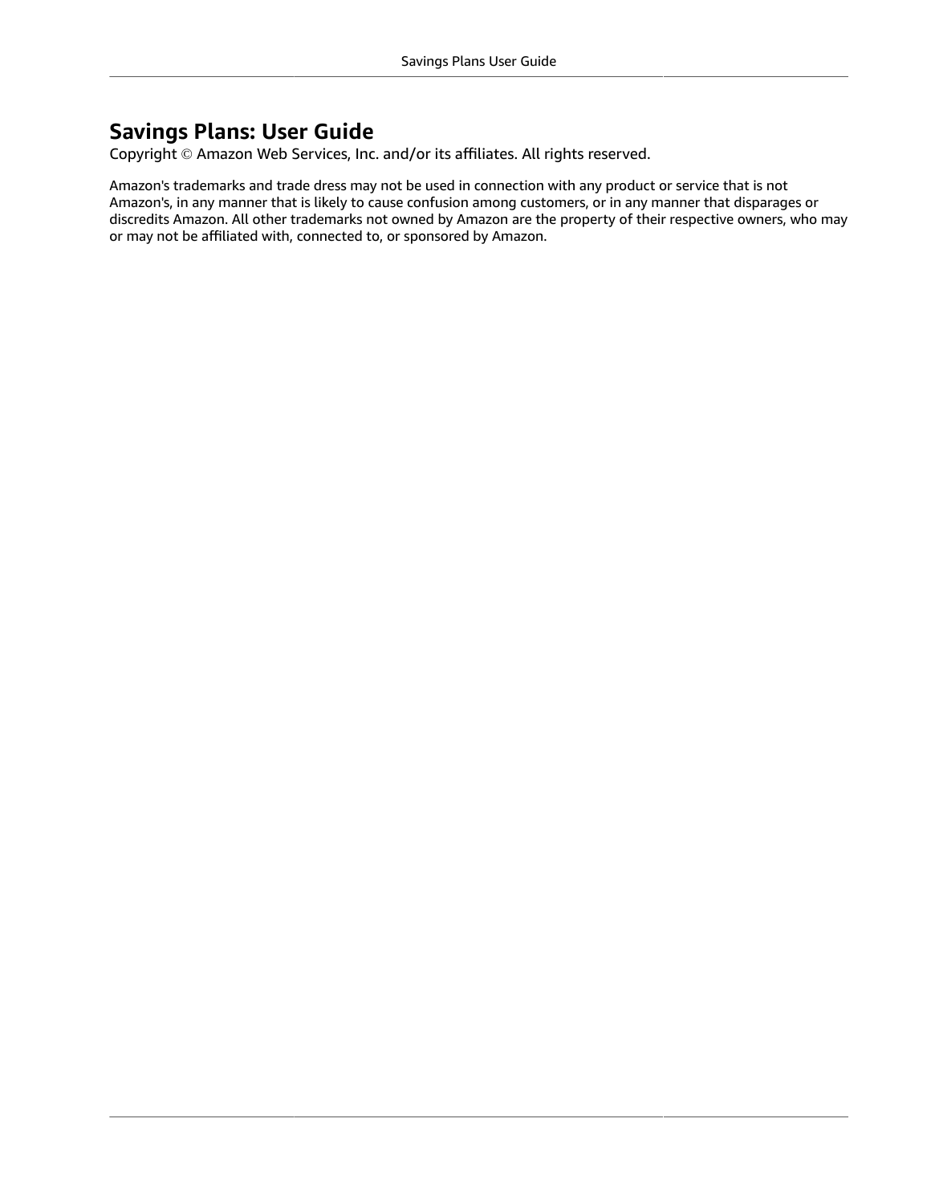# Savings Plans: User Guide

Copyright © Amazon Web Services, Inc. and/or its affiliates. All rights reserved.

Amazon's trademarks and trade dress may not be used in connection with any product or service that is not Amazon's, in any manner that is likely to cause confusion among customers, or in any manner that disparages or discredits Amazon. All other trademarks not owned by Amazon are the property of their respective owners, who may or may not be affiliated with, connected to, or sponsored by Amazon.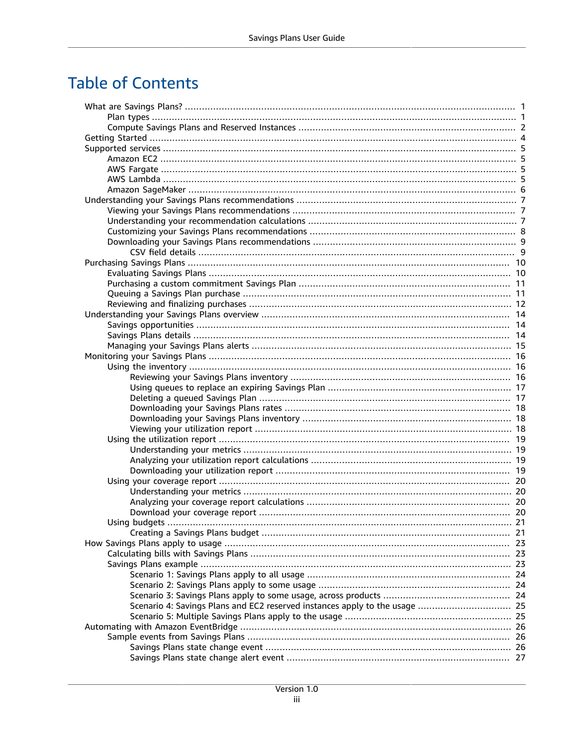# Table of Contents

- What are Savings Plans? ..... 1
  - Plan types ..... 1
  - Compute Savings Plans and Reserved Instances ..... 2
- Getting Started ..... 4
- Supported services ..... 5
  - Amazon EC2 ..... 5
  - AWS Fargate ..... 5
  - AWS Lambda ..... 5
  - Amazon SageMaker ..... 6
- Understanding your Savings Plans recommendations ..... 7
  - Viewing your Savings Plans recommendations ..... 7
  - Understanding your recommendation calculations ..... 7
  - Customizing your Savings Plans recommendations ..... 8
  - Downloading your Savings Plans recommendations ..... 9
    - CSV field details ..... 9
- Purchasing Savings Plans ..... 10
  - Evaluating Savings Plans ..... 10
  - Purchasing a custom commitment Savings Plan ..... 11
  - Queuing a Savings Plan purchase ..... 11
  - Reviewing and finalizing purchases ..... 12
- Understanding your Savings Plans overview ..... 14
  - Savings opportunities ..... 14
  - Savings Plans details ..... 14
  - Managing your Savings Plans alerts ..... 15
- Monitoring your Savings Plans ..... 16
  - Using the inventory ..... 16
    - Reviewing your Savings Plans inventory ..... 16
    - Using queues to replace an expiring Savings Plan ..... 17
    - Deleting a queued Savings Plan ..... 17
    - Downloading your Savings Plans rates ..... 18
    - Downloading your Savings Plans inventory ..... 18
    - Viewing your utilization report ..... 18
  - Using the utilization report ..... 19
    - Understanding your metrics ..... 19
    - Analyzing your utilization report calculations ..... 19
    - Downloading your utilization report ..... 19
  - Using your coverage report ..... 20
    - Understanding your metrics ..... 20
    - Analyzing your coverage report calculations ..... 20
    - Download your coverage report ..... 20
  - Using budgets ..... 21
    - Creating a Savings Plans budget ..... 21
- How Savings Plans apply to usage ..... 23
  - Calculating bills with Savings Plans ..... 23
  - Savings Plans example ..... 23
    - Scenario 1: Savings Plans apply to all usage ..... 24
    - Scenario 2: Savings Plans apply to some usage ..... 24
    - Scenario 3: Savings Plans apply to some usage, across products ..... 24
    - Scenario 4: Savings Plans and EC2 reserved instances apply to the usage ..... 25
    - Scenario 5: Multiple Savings Plans apply to the usage ..... 25
- Automating with Amazon EventBridge ..... 26
  - Sample events from Savings Plans ..... 26
    - Savings Plans state change event ..... 26
    - Savings Plans state change alert event ..... 27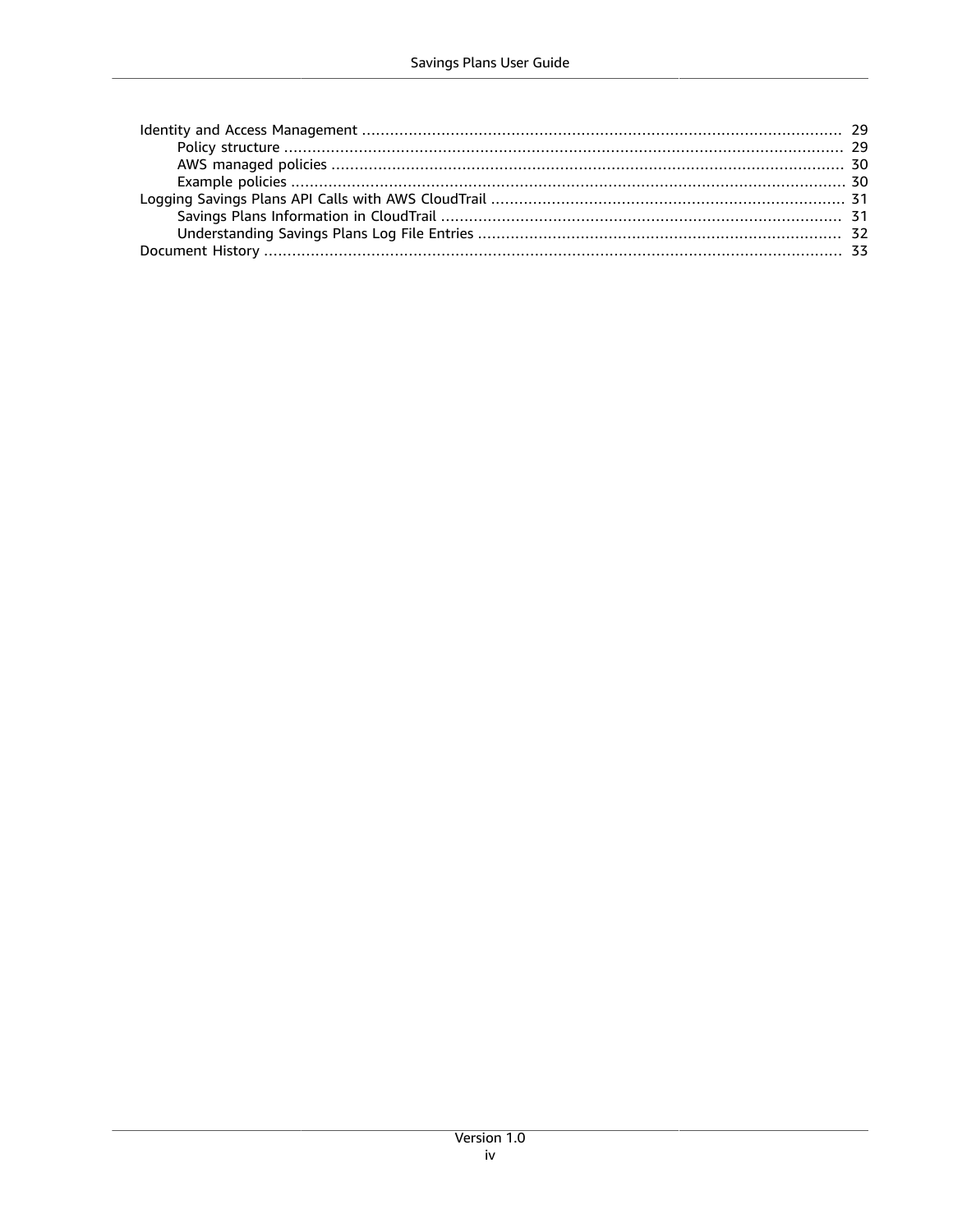- Identity and Access Management ........ 29
  - Policy structure ........ 29
  - AWS managed policies ........ 30
  - Example policies ........ 30
- Logging Savings Plans API Calls with AWS CloudTrail ........ 31
  - Savings Plans Information in CloudTrail ........ 31
  - Understanding Savings Plans Log File Entries ........ 32
- Document History ........ 33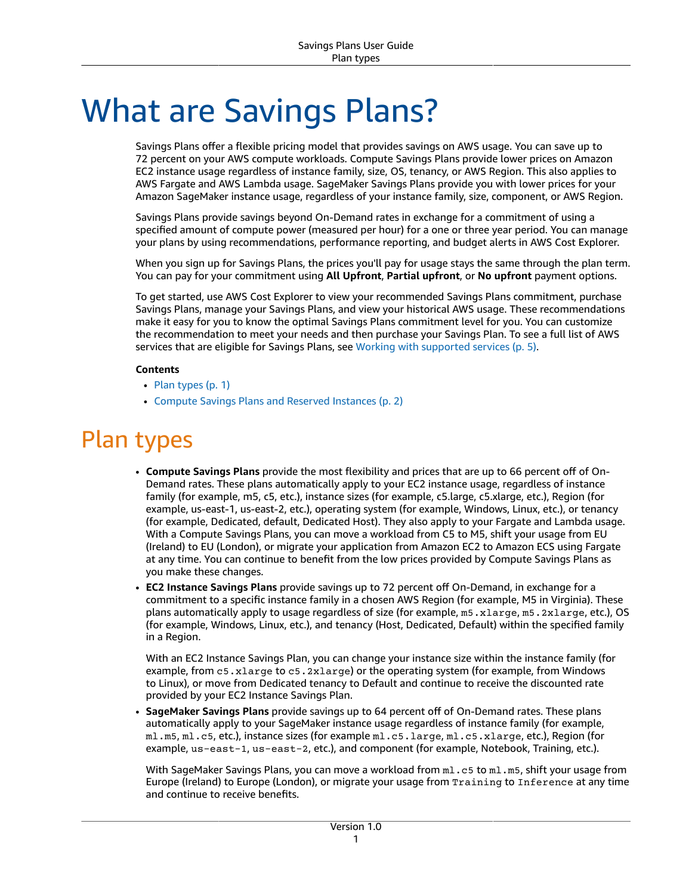# What are Savings Plans?

Savings Plans offer a flexible pricing model that provides savings on AWS usage. You can save up to 72 percent on your AWS compute workloads. Compute Savings Plans provide lower prices on Amazon EC2 instance usage regardless of instance family, size, OS, tenancy, or AWS Region. This also applies to AWS Fargate and AWS Lambda usage. SageMaker Savings Plans provide you with lower prices for your Amazon SageMaker instance usage, regardless of your instance family, size, component, or AWS Region.

Savings Plans provide savings beyond On-Demand rates in exchange for a commitment of using a specified amount of compute power (measured per hour) for a one or three year period. You can manage your plans by using recommendations, performance reporting, and budget alerts in AWS Cost Explorer.

When you sign up for Savings Plans, the prices you'll pay for usage stays the same through the plan term. You can pay for your commitment using **All Upfront**, **Partial upfront**, or **No upfront** payment options.

To get started, use AWS Cost Explorer to view your recommended Savings Plans commitment, purchase Savings Plans, manage your Savings Plans, and view your historical AWS usage. These recommendations make it easy for you to know the optimal Savings Plans commitment level for you. You can customize the recommendation to meet your needs and then purchase your Savings Plan. To see a full list of AWS services that are eligible for Savings Plans, see Working with supported services (p. 5).

**Contents**

- Plan types (p. 1)
- Compute Savings Plans and Reserved Instances (p. 2)

## Plan types

- **Compute Savings Plans** provide the most flexibility and prices that are up to 66 percent off of On-Demand rates. These plans automatically apply to your EC2 instance usage, regardless of instance family (for example, m5, c5, etc.), instance sizes (for example, c5.large, c5.xlarge, etc.), Region (for example, us-east-1, us-east-2, etc.), operating system (for example, Windows, Linux, etc.), or tenancy (for example, Dedicated, default, Dedicated Host). They also apply to your Fargate and Lambda usage. With a Compute Savings Plans, you can move a workload from C5 to M5, shift your usage from EU (Ireland) to EU (London), or migrate your application from Amazon EC2 to Amazon ECS using Fargate at any time. You can continue to benefit from the low prices provided by Compute Savings Plans as you make these changes.
- **EC2 Instance Savings Plans** provide savings up to 72 percent off On-Demand, in exchange for a commitment to a specific instance family in a chosen AWS Region (for example, M5 in Virginia). These plans automatically apply to usage regardless of size (for example, `m5.xlarge`, `m5.2xlarge`, etc.), OS (for example, Windows, Linux, etc.), and tenancy (Host, Dedicated, Default) within the specified family in a Region.

  With an EC2 Instance Savings Plan, you can change your instance size within the instance family (for example, from `c5.xlarge` to `c5.2xlarge`) or the operating system (for example, from Windows to Linux), or move from Dedicated tenancy to Default and continue to receive the discounted rate provided by your EC2 Instance Savings Plan.
- **SageMaker Savings Plans** provide savings up to 64 percent off of On-Demand rates. These plans automatically apply to your SageMaker instance usage regardless of instance family (for example, `ml.m5`, `ml.c5`, etc.), instance sizes (for example `ml.c5.large`, `ml.c5.xlarge`, etc.), Region (for example, `us-east-1`, `us-east-2`, etc.), and component (for example, Notebook, Training, etc.).

  With SageMaker Savings Plans, you can move a workload from `ml.c5` to `ml.m5`, shift your usage from Europe (Ireland) to Europe (London), or migrate your usage from `Training` to `Inference` at any time and continue to receive benefits.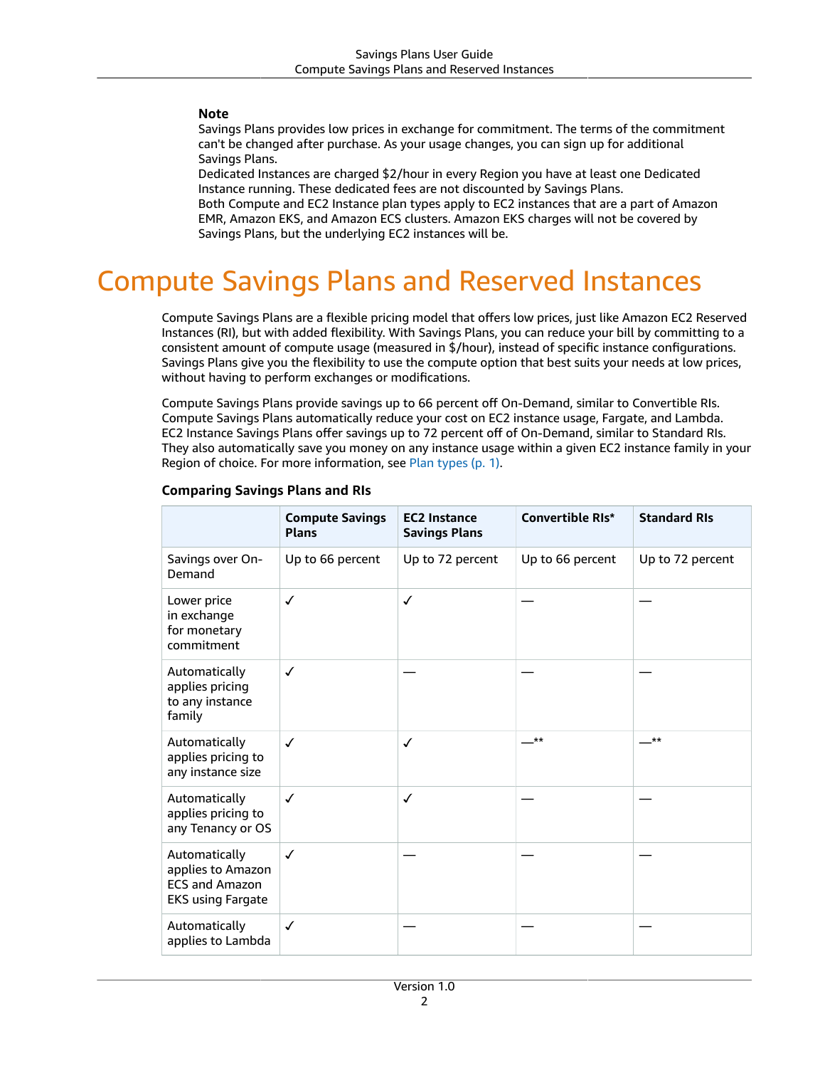**Note**

Savings Plans provides low prices in exchange for commitment. The terms of the commitment can't be changed after purchase. As your usage changes, you can sign up for additional Savings Plans.

Dedicated Instances are charged $2/hour in every Region you have at least one Dedicated Instance running. These dedicated fees are not discounted by Savings Plans.

Both Compute and EC2 Instance plan types apply to EC2 instances that are a part of Amazon EMR, Amazon EKS, and Amazon ECS clusters. Amazon EKS charges will not be covered by Savings Plans, but the underlying EC2 instances will be.

# Compute Savings Plans and Reserved Instances

Compute Savings Plans are a flexible pricing model that offers low prices, just like Amazon EC2 Reserved Instances (RI), but with added flexibility. With Savings Plans, you can reduce your bill by committing to a consistent amount of compute usage (measured in $/hour), instead of specific instance configurations. Savings Plans give you the flexibility to use the compute option that best suits your needs at low prices, without having to perform exchanges or modifications.

Compute Savings Plans provide savings up to 66 percent off On-Demand, similar to Convertible RIs. Compute Savings Plans automatically reduce your cost on EC2 instance usage, Fargate, and Lambda. EC2 Instance Savings Plans offer savings up to 72 percent off of On-Demand, similar to Standard RIs. They also automatically save you money on any instance usage within a given EC2 instance family in your Region of choice. For more information, see Plan types (p. 1).

**Comparing Savings Plans and RIs**

| | Compute Savings Plans | EC2 Instance Savings Plans | Convertible RIs* | Standard RIs |
|---|---|---|---|---|
| Savings over On-Demand | Up to 66 percent | Up to 72 percent | Up to 66 percent | Up to 72 percent |
| Lower price in exchange for monetary commitment | ✓ | ✓ | — | — |
| Automatically applies pricing to any instance family | ✓ | — | — | — |
| Automatically applies pricing to any instance size | ✓ | ✓ | —** | —** |
| Automatically applies pricing to any Tenancy or OS | ✓ | ✓ | — | — |
| Automatically applies to Amazon ECS and Amazon EKS using Fargate | ✓ | — | — | — |
| Automatically applies to Lambda | ✓ | — | — | — |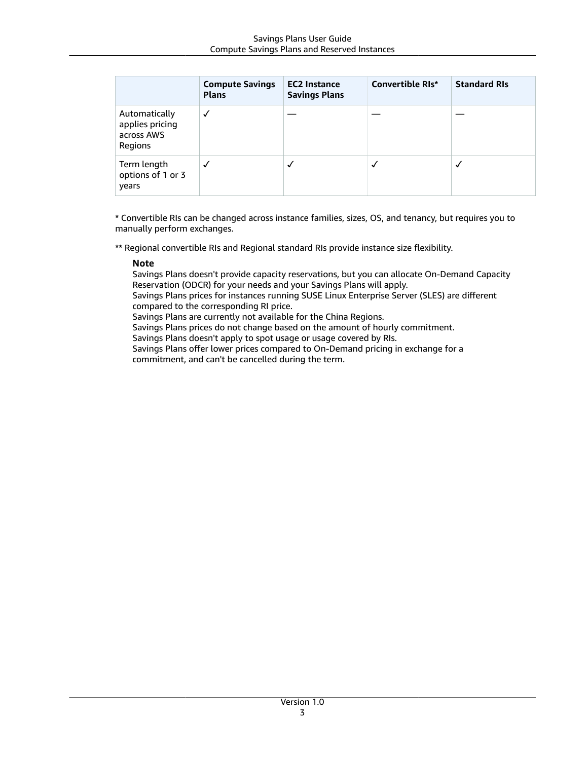| | Compute Savings Plans | EC2 Instance Savings Plans | Convertible RIs* | Standard RIs |
|---|---|---|---|---|
| Automatically applies pricing across AWS Regions | ✓ | — | — | — |
| Term length options of 1 or 3 years | ✓ | ✓ | ✓ | ✓ |

**\*** Convertible RIs can be changed across instance families, sizes, OS, and tenancy, but requires you to manually perform exchanges.

**\*\*** Regional convertible RIs and Regional standard RIs provide instance size flexibility.

> **Note**
>
> Savings Plans doesn't provide capacity reservations, but you can allocate On-Demand Capacity Reservation (ODCR) for your needs and your Savings Plans will apply.
> Savings Plans prices for instances running SUSE Linux Enterprise Server (SLES) are different compared to the corresponding RI price.
> Savings Plans are currently not available for the China Regions.
> Savings Plans prices do not change based on the amount of hourly commitment.
> Savings Plans doesn't apply to spot usage or usage covered by RIs.
> Savings Plans offer lower prices compared to On-Demand pricing in exchange for a commitment, and can't be cancelled during the term.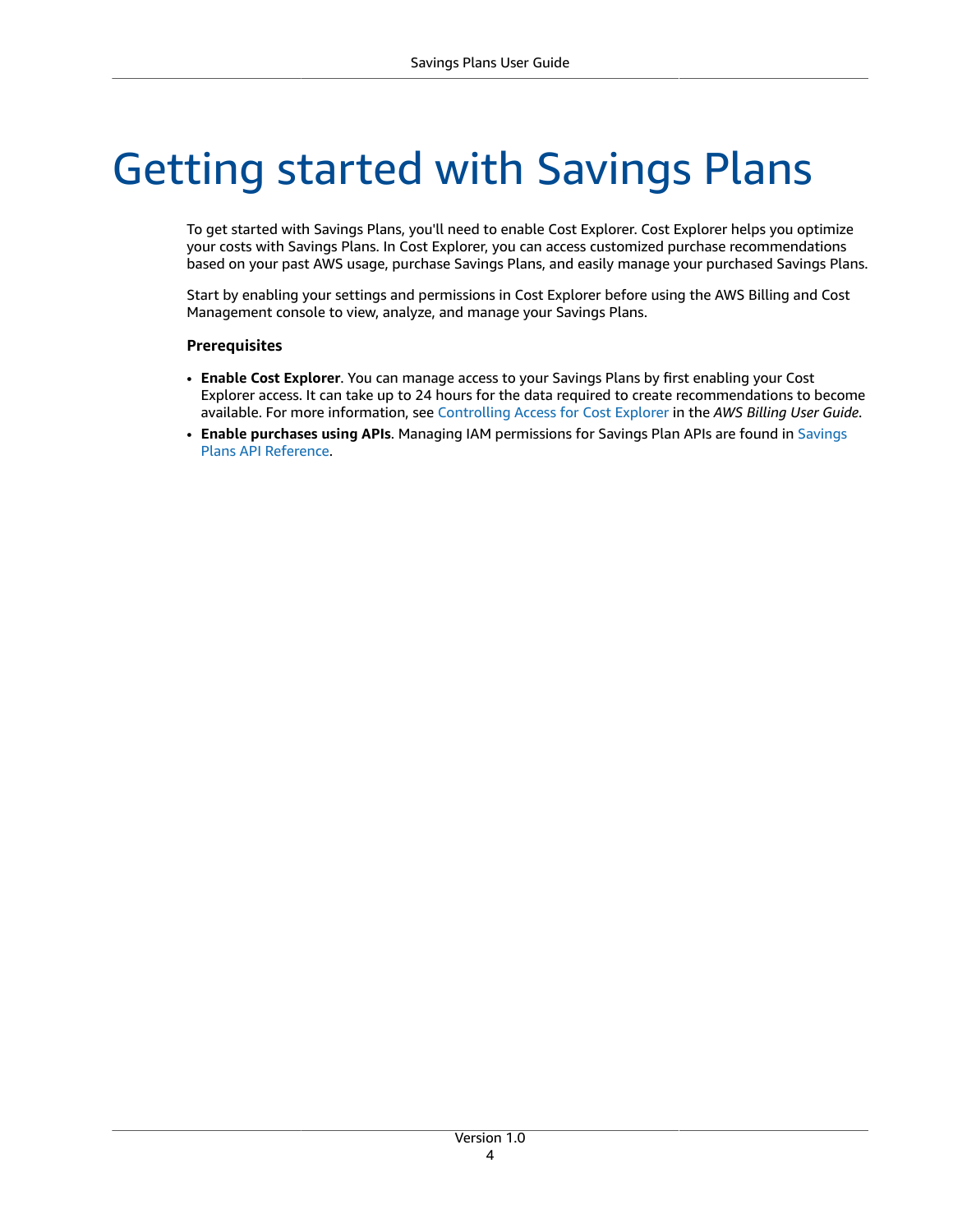# Getting started with Savings Plans

To get started with Savings Plans, you'll need to enable Cost Explorer. Cost Explorer helps you optimize your costs with Savings Plans. In Cost Explorer, you can access customized purchase recommendations based on your past AWS usage, purchase Savings Plans, and easily manage your purchased Savings Plans.

Start by enabling your settings and permissions in Cost Explorer before using the AWS Billing and Cost Management console to view, analyze, and manage your Savings Plans.

**Prerequisites**

- **Enable Cost Explorer**. You can manage access to your Savings Plans by first enabling your Cost Explorer access. It can take up to 24 hours for the data required to create recommendations to become available. For more information, see Controlling Access for Cost Explorer in the *AWS Billing User Guide*.
- **Enable purchases using APIs**. Managing IAM permissions for Savings Plan APIs are found in Savings Plans API Reference.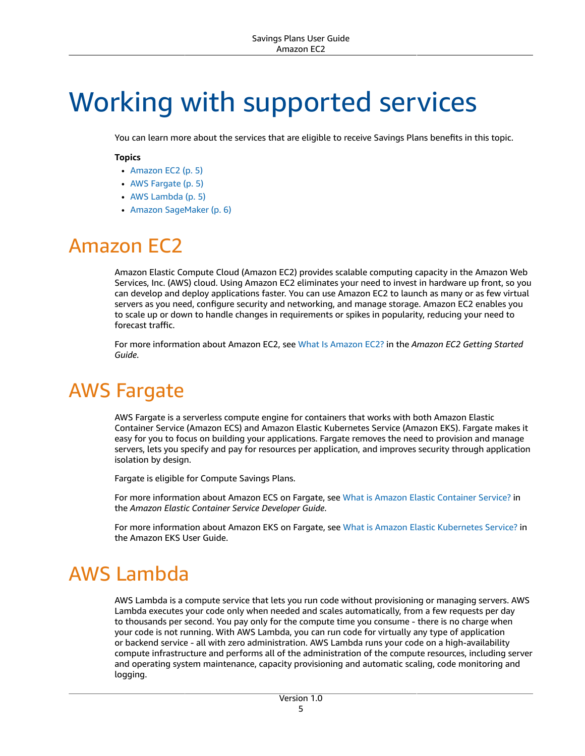# Working with supported services

You can learn more about the services that are eligible to receive Savings Plans benefits in this topic.

**Topics**

- Amazon EC2 (p. 5)
- AWS Fargate (p. 5)
- AWS Lambda (p. 5)
- Amazon SageMaker (p. 6)

## Amazon EC2

Amazon Elastic Compute Cloud (Amazon EC2) provides scalable computing capacity in the Amazon Web Services, Inc. (AWS) cloud. Using Amazon EC2 eliminates your need to invest in hardware up front, so you can develop and deploy applications faster. You can use Amazon EC2 to launch as many or as few virtual servers as you need, configure security and networking, and manage storage. Amazon EC2 enables you to scale up or down to handle changes in requirements or spikes in popularity, reducing your need to forecast traffic.

For more information about Amazon EC2, see What Is Amazon EC2? in the *Amazon EC2 Getting Started Guide*.

## AWS Fargate

AWS Fargate is a serverless compute engine for containers that works with both Amazon Elastic Container Service (Amazon ECS) and Amazon Elastic Kubernetes Service (Amazon EKS). Fargate makes it easy for you to focus on building your applications. Fargate removes the need to provision and manage servers, lets you specify and pay for resources per application, and improves security through application isolation by design.

Fargate is eligible for Compute Savings Plans.

For more information about Amazon ECS on Fargate, see What is Amazon Elastic Container Service? in the *Amazon Elastic Container Service Developer Guide*.

For more information about Amazon EKS on Fargate, see What is Amazon Elastic Kubernetes Service? in the Amazon EKS User Guide.

## AWS Lambda

AWS Lambda is a compute service that lets you run code without provisioning or managing servers. AWS Lambda executes your code only when needed and scales automatically, from a few requests per day to thousands per second. You pay only for the compute time you consume - there is no charge when your code is not running. With AWS Lambda, you can run code for virtually any type of application or backend service - all with zero administration. AWS Lambda runs your code on a high-availability compute infrastructure and performs all of the administration of the compute resources, including server and operating system maintenance, capacity provisioning and automatic scaling, code monitoring and logging.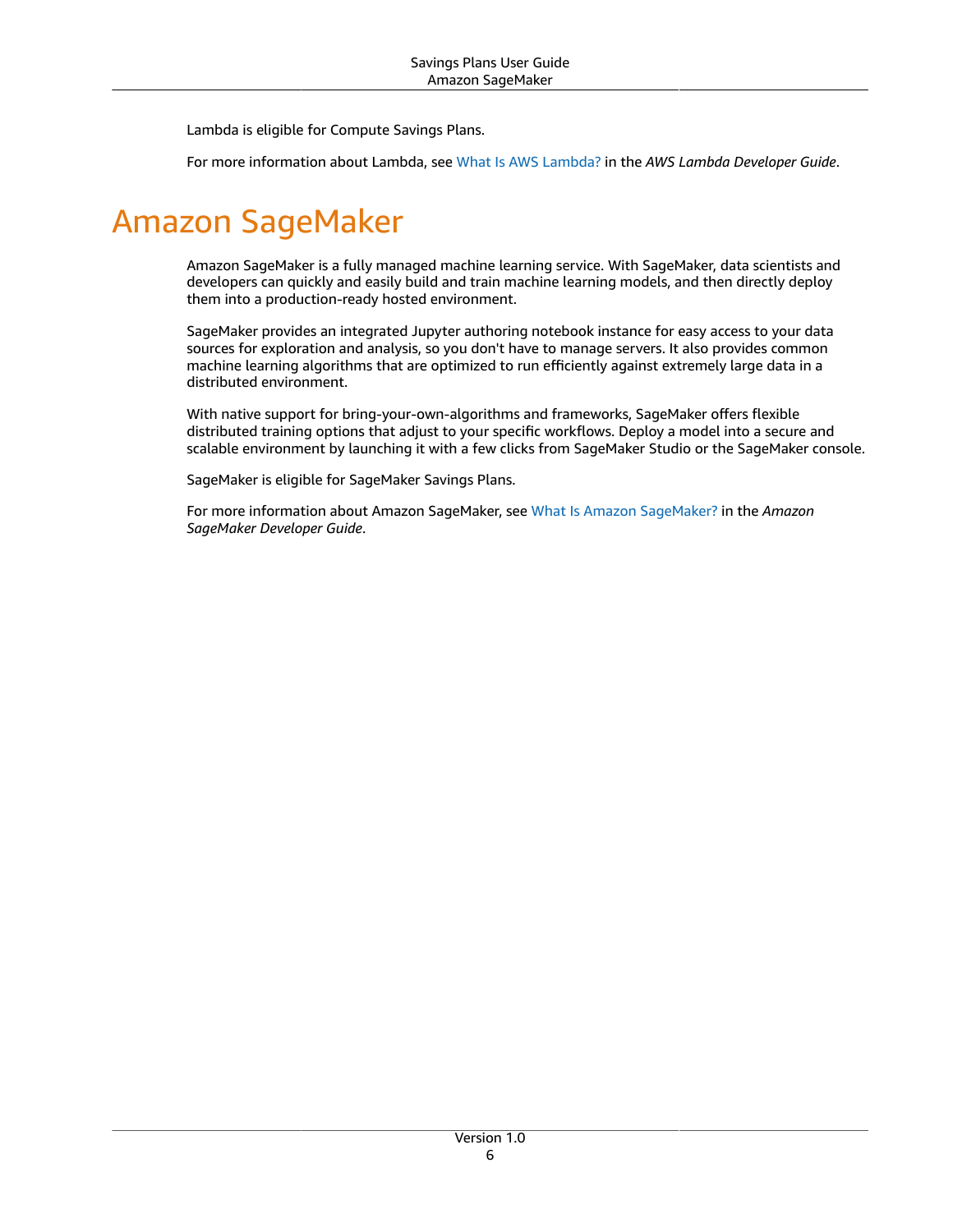Lambda is eligible for Compute Savings Plans.

For more information about Lambda, see What Is AWS Lambda? in the *AWS Lambda Developer Guide*.

# Amazon SageMaker

Amazon SageMaker is a fully managed machine learning service. With SageMaker, data scientists and developers can quickly and easily build and train machine learning models, and then directly deploy them into a production-ready hosted environment.

SageMaker provides an integrated Jupyter authoring notebook instance for easy access to your data sources for exploration and analysis, so you don't have to manage servers. It also provides common machine learning algorithms that are optimized to run efficiently against extremely large data in a distributed environment.

With native support for bring-your-own-algorithms and frameworks, SageMaker offers flexible distributed training options that adjust to your specific workflows. Deploy a model into a secure and scalable environment by launching it with a few clicks from SageMaker Studio or the SageMaker console.

SageMaker is eligible for SageMaker Savings Plans.

For more information about Amazon SageMaker, see What Is Amazon SageMaker? in the *Amazon SageMaker Developer Guide*.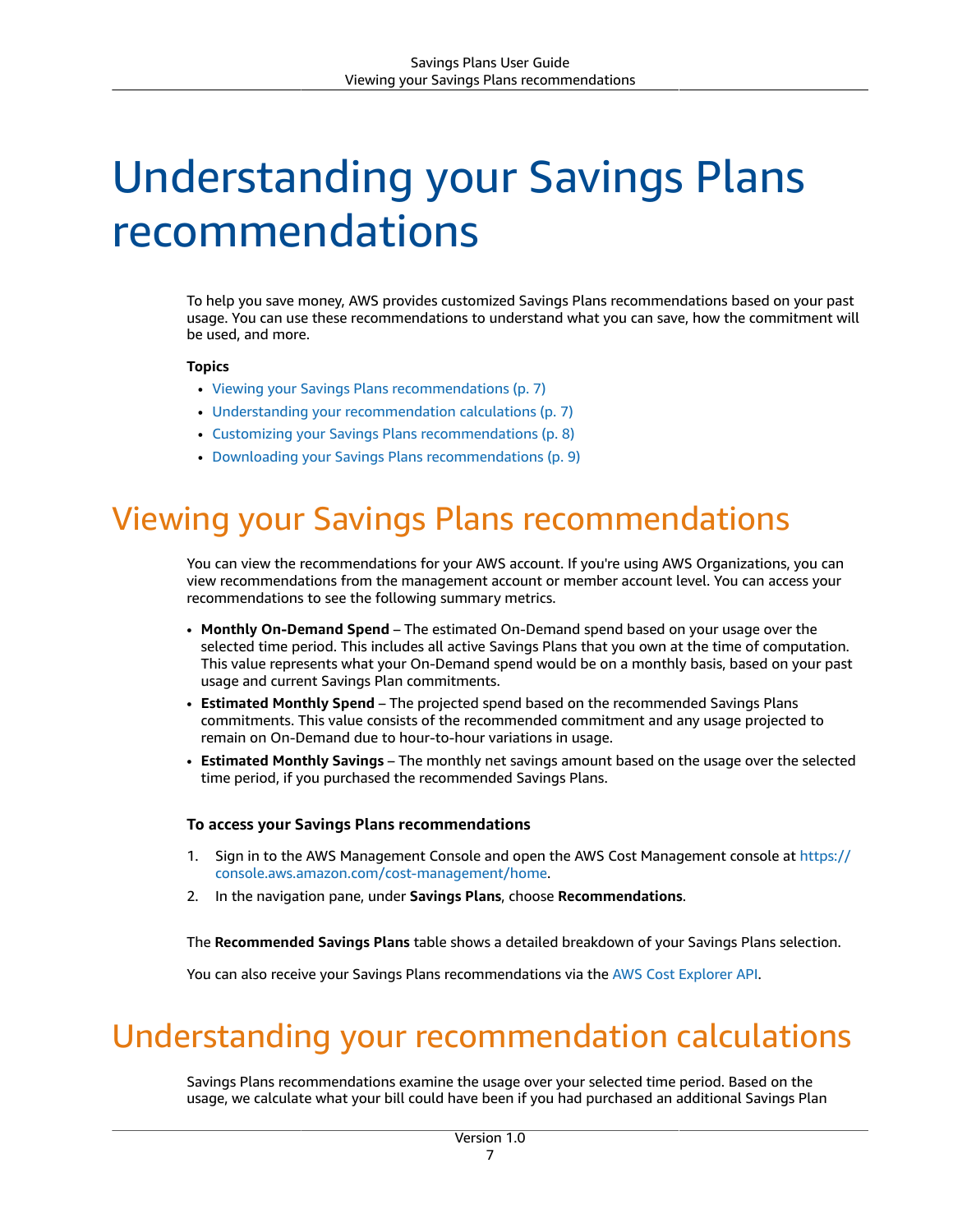# Understanding your Savings Plans recommendations

To help you save money, AWS provides customized Savings Plans recommendations based on your past usage. You can use these recommendations to understand what you can save, how the commitment will be used, and more.

**Topics**

- Viewing your Savings Plans recommendations (p. 7)
- Understanding your recommendation calculations (p. 7)
- Customizing your Savings Plans recommendations (p. 8)
- Downloading your Savings Plans recommendations (p. 9)

## Viewing your Savings Plans recommendations

You can view the recommendations for your AWS account. If you're using AWS Organizations, you can view recommendations from the management account or member account level. You can access your recommendations to see the following summary metrics.

- **Monthly On-Demand Spend** – The estimated On-Demand spend based on your usage over the selected time period. This includes all active Savings Plans that you own at the time of computation. This value represents what your On-Demand spend would be on a monthly basis, based on your past usage and current Savings Plan commitments.
- **Estimated Monthly Spend** – The projected spend based on the recommended Savings Plans commitments. This value consists of the recommended commitment and any usage projected to remain on On-Demand due to hour-to-hour variations in usage.
- **Estimated Monthly Savings** – The monthly net savings amount based on the usage over the selected time period, if you purchased the recommended Savings Plans.

### To access your Savings Plans recommendations

1. Sign in to the AWS Management Console and open the AWS Cost Management console at https://console.aws.amazon.com/cost-management/home.
2. In the navigation pane, under **Savings Plans**, choose **Recommendations**.

The **Recommended Savings Plans** table shows a detailed breakdown of your Savings Plans selection.

You can also receive your Savings Plans recommendations via the AWS Cost Explorer API.

## Understanding your recommendation calculations

Savings Plans recommendations examine the usage over your selected time period. Based on the usage, we calculate what your bill could have been if you had purchased an additional Savings Plan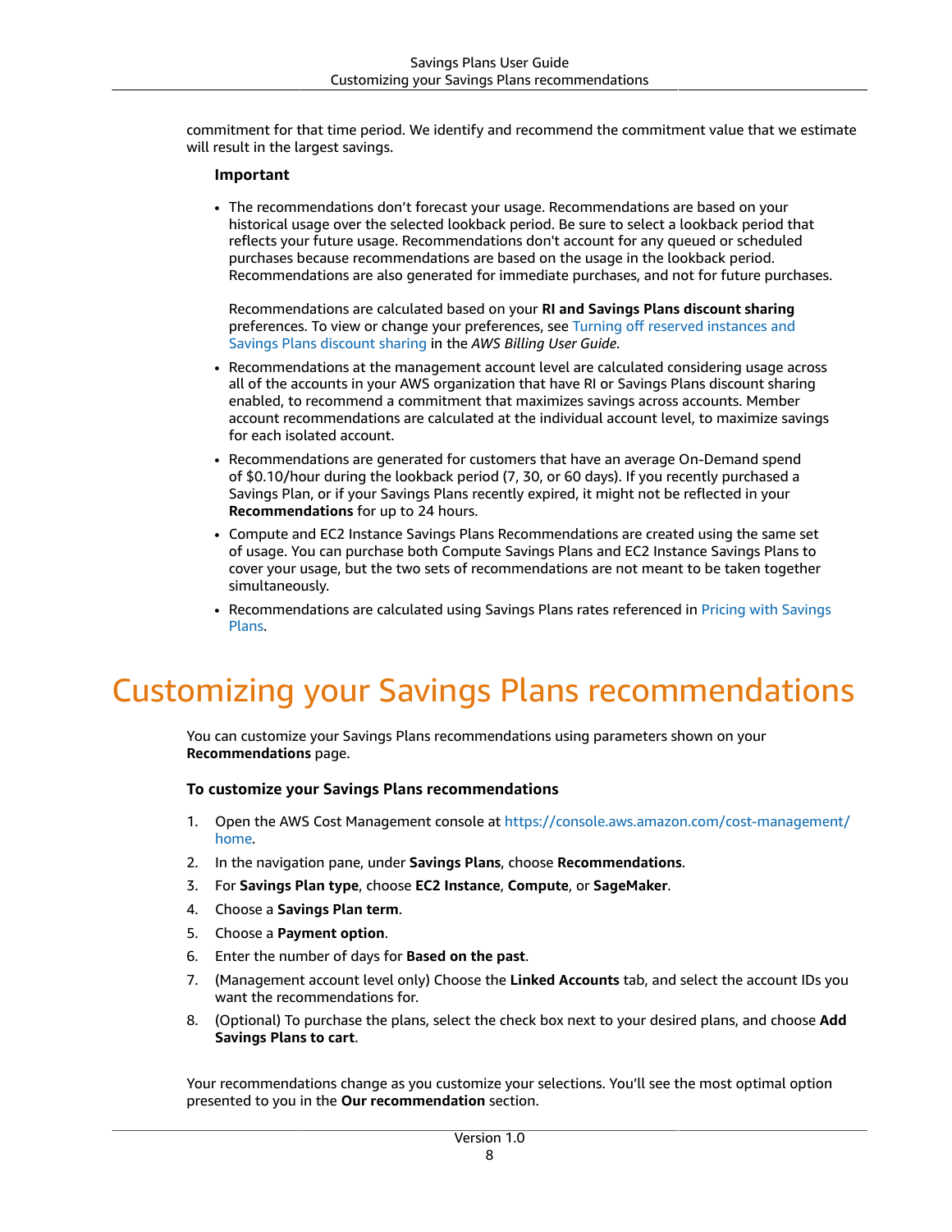commitment for that time period. We identify and recommend the commitment value that we estimate will result in the largest savings.

**Important**

- The recommendations don't forecast your usage. Recommendations are based on your historical usage over the selected lookback period. Be sure to select a lookback period that reflects your future usage. Recommendations don't account for any queued or scheduled purchases because recommendations are based on the usage in the lookback period. Recommendations are also generated for immediate purchases, and not for future purchases.

  Recommendations are calculated based on your **RI and Savings Plans discount sharing** preferences. To view or change your preferences, see Turning off reserved instances and Savings Plans discount sharing in the *AWS Billing User Guide*.
- Recommendations at the management account level are calculated considering usage across all of the accounts in your AWS organization that have RI or Savings Plans discount sharing enabled, to recommend a commitment that maximizes savings across accounts. Member account recommendations are calculated at the individual account level, to maximize savings for each isolated account.
- Recommendations are generated for customers that have an average On-Demand spend of $0.10/hour during the lookback period (7, 30, or 60 days). If you recently purchased a Savings Plan, or if your Savings Plans recently expired, it might not be reflected in your **Recommendations** for up to 24 hours.
- Compute and EC2 Instance Savings Plans Recommendations are created using the same set of usage. You can purchase both Compute Savings Plans and EC2 Instance Savings Plans to cover your usage, but the two sets of recommendations are not meant to be taken together simultaneously.
- Recommendations are calculated using Savings Plans rates referenced in Pricing with Savings Plans.

# Customizing your Savings Plans recommendations

You can customize your Savings Plans recommendations using parameters shown on your **Recommendations** page.

### To customize your Savings Plans recommendations

1. Open the AWS Cost Management console at https://console.aws.amazon.com/cost-management/home.
2. In the navigation pane, under **Savings Plans**, choose **Recommendations**.
3. For **Savings Plan type**, choose **EC2 Instance**, **Compute**, or **SageMaker**.
4. Choose a **Savings Plan term**.
5. Choose a **Payment option**.
6. Enter the number of days for **Based on the past**.
7. (Management account level only) Choose the **Linked Accounts** tab, and select the account IDs you want the recommendations for.
8. (Optional) To purchase the plans, select the check box next to your desired plans, and choose **Add Savings Plans to cart**.

Your recommendations change as you customize your selections. You'll see the most optimal option presented to you in the **Our recommendation** section.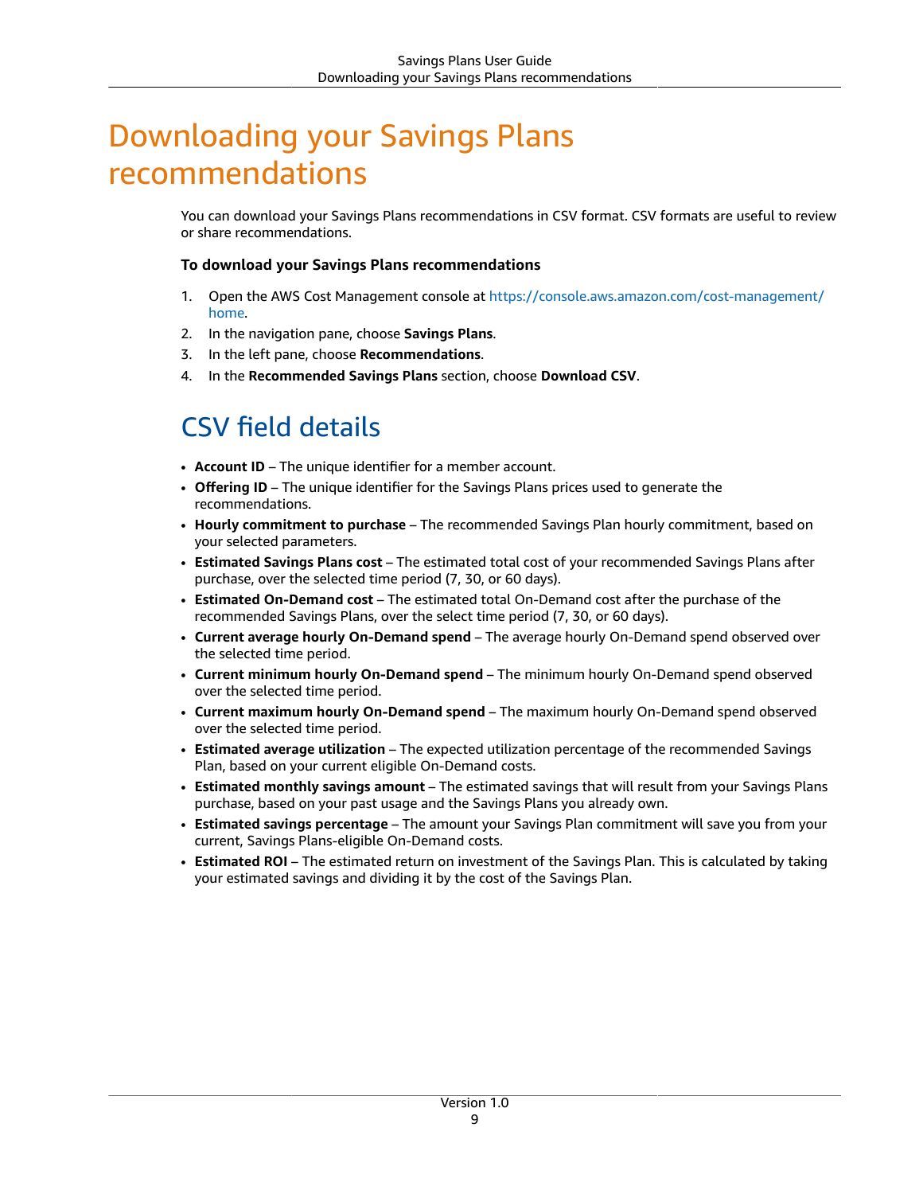# Downloading your Savings Plans recommendations

You can download your Savings Plans recommendations in CSV format. CSV formats are useful to review or share recommendations.

**To download your Savings Plans recommendations**

1. Open the AWS Cost Management console at https://console.aws.amazon.com/cost-management/home.
2. In the navigation pane, choose **Savings Plans**.
3. In the left pane, choose **Recommendations**.
4. In the **Recommended Savings Plans** section, choose **Download CSV**.

## CSV field details

- **Account ID** – The unique identifier for a member account.
- **Offering ID** – The unique identifier for the Savings Plans prices used to generate the recommendations.
- **Hourly commitment to purchase** – The recommended Savings Plan hourly commitment, based on your selected parameters.
- **Estimated Savings Plans cost** – The estimated total cost of your recommended Savings Plans after purchase, over the selected time period (7, 30, or 60 days).
- **Estimated On-Demand cost** – The estimated total On-Demand cost after the purchase of the recommended Savings Plans, over the select time period (7, 30, or 60 days).
- **Current average hourly On-Demand spend** – The average hourly On-Demand spend observed over the selected time period.
- **Current minimum hourly On-Demand spend** – The minimum hourly On-Demand spend observed over the selected time period.
- **Current maximum hourly On-Demand spend** – The maximum hourly On-Demand spend observed over the selected time period.
- **Estimated average utilization** – The expected utilization percentage of the recommended Savings Plan, based on your current eligible On-Demand costs.
- **Estimated monthly savings amount** – The estimated savings that will result from your Savings Plans purchase, based on your past usage and the Savings Plans you already own.
- **Estimated savings percentage** – The amount your Savings Plan commitment will save you from your current, Savings Plans-eligible On-Demand costs.
- **Estimated ROI** – The estimated return on investment of the Savings Plan. This is calculated by taking your estimated savings and dividing it by the cost of the Savings Plan.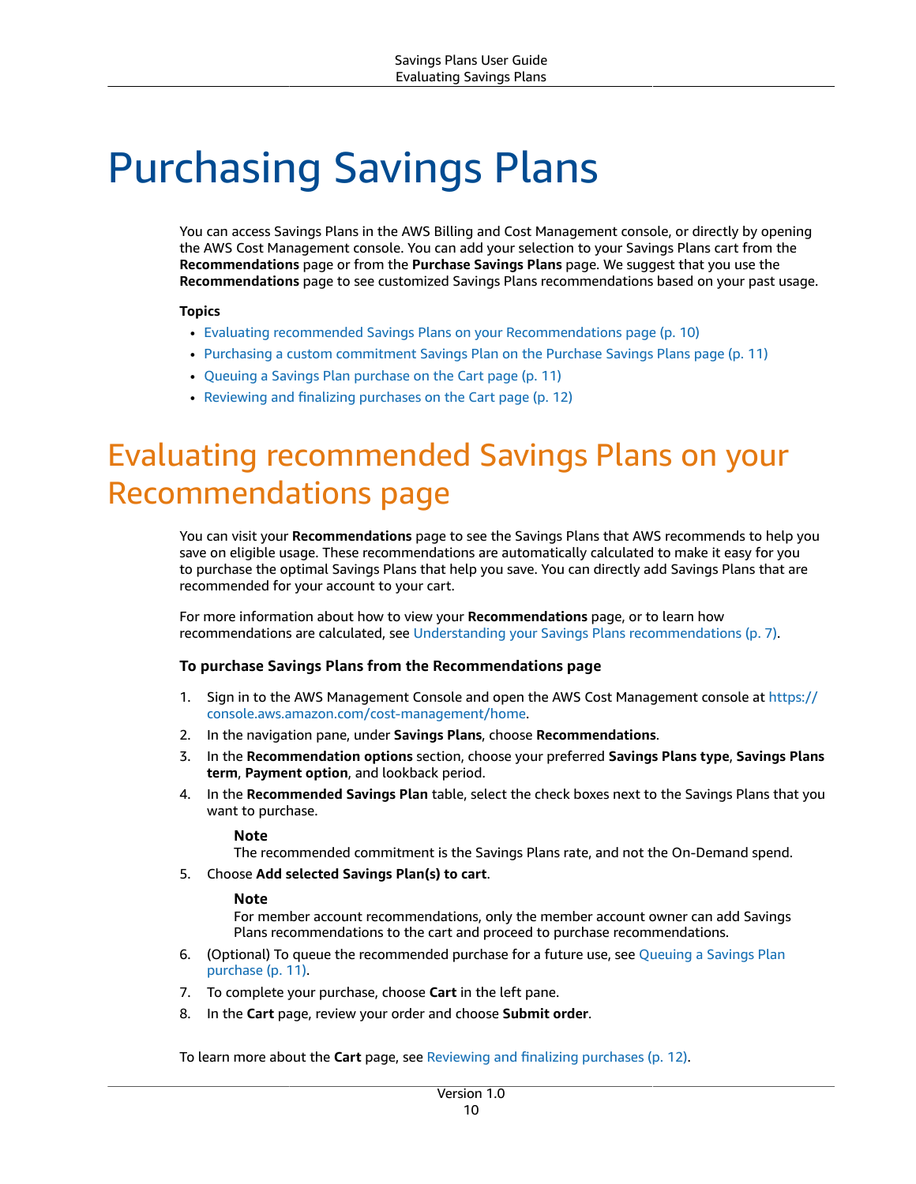# Purchasing Savings Plans

You can access Savings Plans in the AWS Billing and Cost Management console, or directly by opening the AWS Cost Management console. You can add your selection to your Savings Plans cart from the **Recommendations** page or from the **Purchase Savings Plans** page. We suggest that you use the **Recommendations** page to see customized Savings Plans recommendations based on your past usage.

**Topics**

- Evaluating recommended Savings Plans on your Recommendations page (p. 10)
- Purchasing a custom commitment Savings Plan on the Purchase Savings Plans page (p. 11)
- Queuing a Savings Plan purchase on the Cart page (p. 11)
- Reviewing and finalizing purchases on the Cart page (p. 12)

## Evaluating recommended Savings Plans on your Recommendations page

You can visit your **Recommendations** page to see the Savings Plans that AWS recommends to help you save on eligible usage. These recommendations are automatically calculated to make it easy for you to purchase the optimal Savings Plans that help you save. You can directly add Savings Plans that are recommended for your account to your cart.

For more information about how to view your **Recommendations** page, or to learn how recommendations are calculated, see Understanding your Savings Plans recommendations (p. 7).

### To purchase Savings Plans from the Recommendations page

1. Sign in to the AWS Management Console and open the AWS Cost Management console at https://console.aws.amazon.com/cost-management/home.
2. In the navigation pane, under **Savings Plans**, choose **Recommendations**.
3. In the **Recommendation options** section, choose your preferred **Savings Plans type**, **Savings Plans term**, **Payment option**, and lookback period.
4. In the **Recommended Savings Plan** table, select the check boxes next to the Savings Plans that you want to purchase.

   **Note**
   The recommended commitment is the Savings Plans rate, and not the On-Demand spend.
5. Choose **Add selected Savings Plan(s) to cart**.

   **Note**
   For member account recommendations, only the member account owner can add Savings Plans recommendations to the cart and proceed to purchase recommendations.
6. (Optional) To queue the recommended purchase for a future use, see Queuing a Savings Plan purchase (p. 11).
7. To complete your purchase, choose **Cart** in the left pane.
8. In the **Cart** page, review your order and choose **Submit order**.

To learn more about the **Cart** page, see Reviewing and finalizing purchases (p. 12).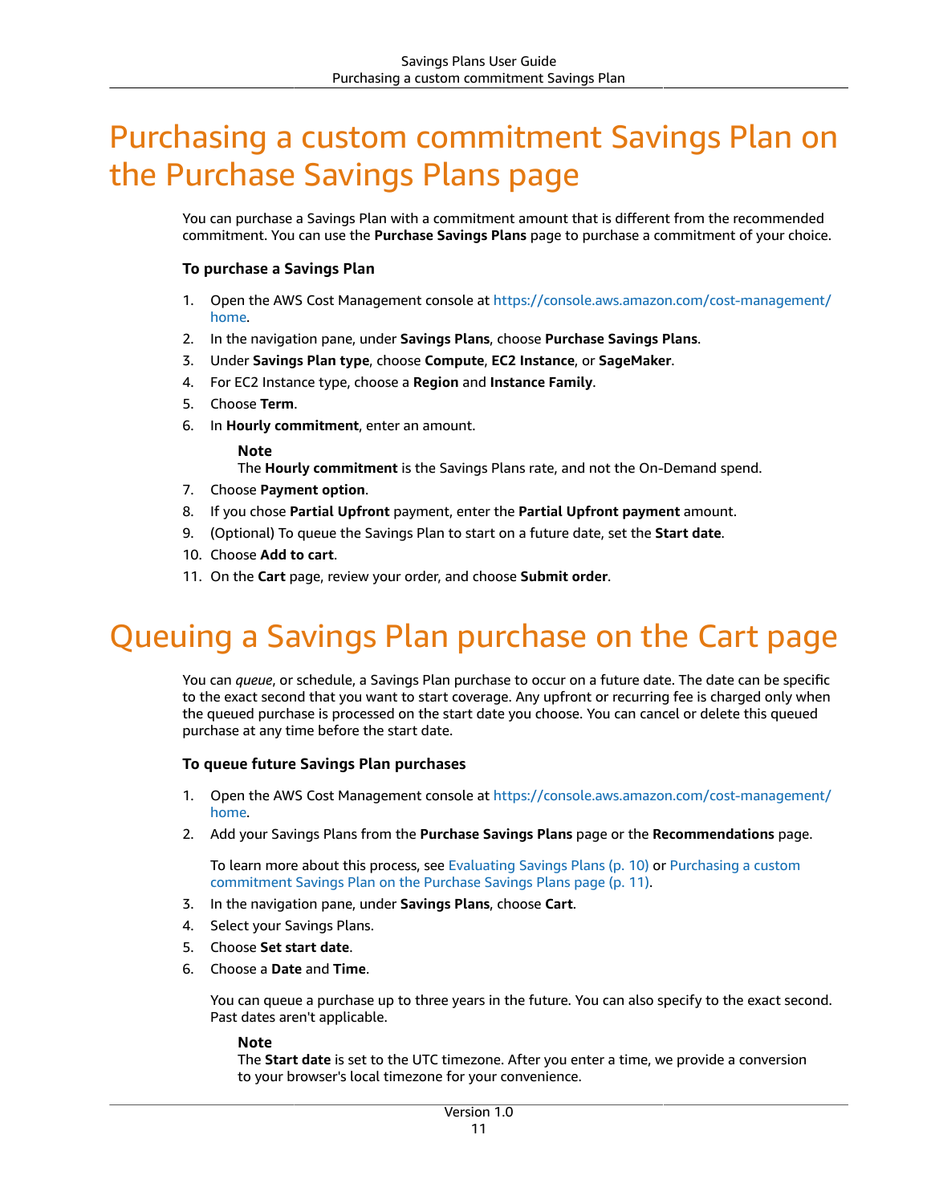# Purchasing a custom commitment Savings Plan on the Purchase Savings Plans page

You can purchase a Savings Plan with a commitment amount that is different from the recommended commitment. You can use the **Purchase Savings Plans** page to purchase a commitment of your choice.

### To purchase a Savings Plan

1. Open the AWS Cost Management console at https://console.aws.amazon.com/cost-management/home.
2. In the navigation pane, under **Savings Plans**, choose **Purchase Savings Plans**.
3. Under **Savings Plan type**, choose **Compute**, **EC2 Instance**, or **SageMaker**.
4. For EC2 Instance type, choose a **Region** and **Instance Family**.
5. Choose **Term**.
6. In **Hourly commitment**, enter an amount.

   **Note**
   The **Hourly commitment** is the Savings Plans rate, and not the On-Demand spend.
7. Choose **Payment option**.
8. If you chose **Partial Upfront** payment, enter the **Partial Upfront payment** amount.
9. (Optional) To queue the Savings Plan to start on a future date, set the **Start date**.
10. Choose **Add to cart**.
11. On the **Cart** page, review your order, and choose **Submit order**.

# Queuing a Savings Plan purchase on the Cart page

You can *queue*, or schedule, a Savings Plan purchase to occur on a future date. The date can be specific to the exact second that you want to start coverage. Any upfront or recurring fee is charged only when the queued purchase is processed on the start date you choose. You can cancel or delete this queued purchase at any time before the start date.

### To queue future Savings Plan purchases

1. Open the AWS Cost Management console at https://console.aws.amazon.com/cost-management/home.
2. Add your Savings Plans from the **Purchase Savings Plans** page or the **Recommendations** page.

   To learn more about this process, see Evaluating Savings Plans (p. 10) or Purchasing a custom commitment Savings Plan on the Purchase Savings Plans page (p. 11).
3. In the navigation pane, under **Savings Plans**, choose **Cart**.
4. Select your Savings Plans.
5. Choose **Set start date**.
6. Choose a **Date** and **Time**.

   You can queue a purchase up to three years in the future. You can also specify to the exact second. Past dates aren't applicable.

   **Note**
   The **Start date** is set to the UTC timezone. After you enter a time, we provide a conversion to your browser's local timezone for your convenience.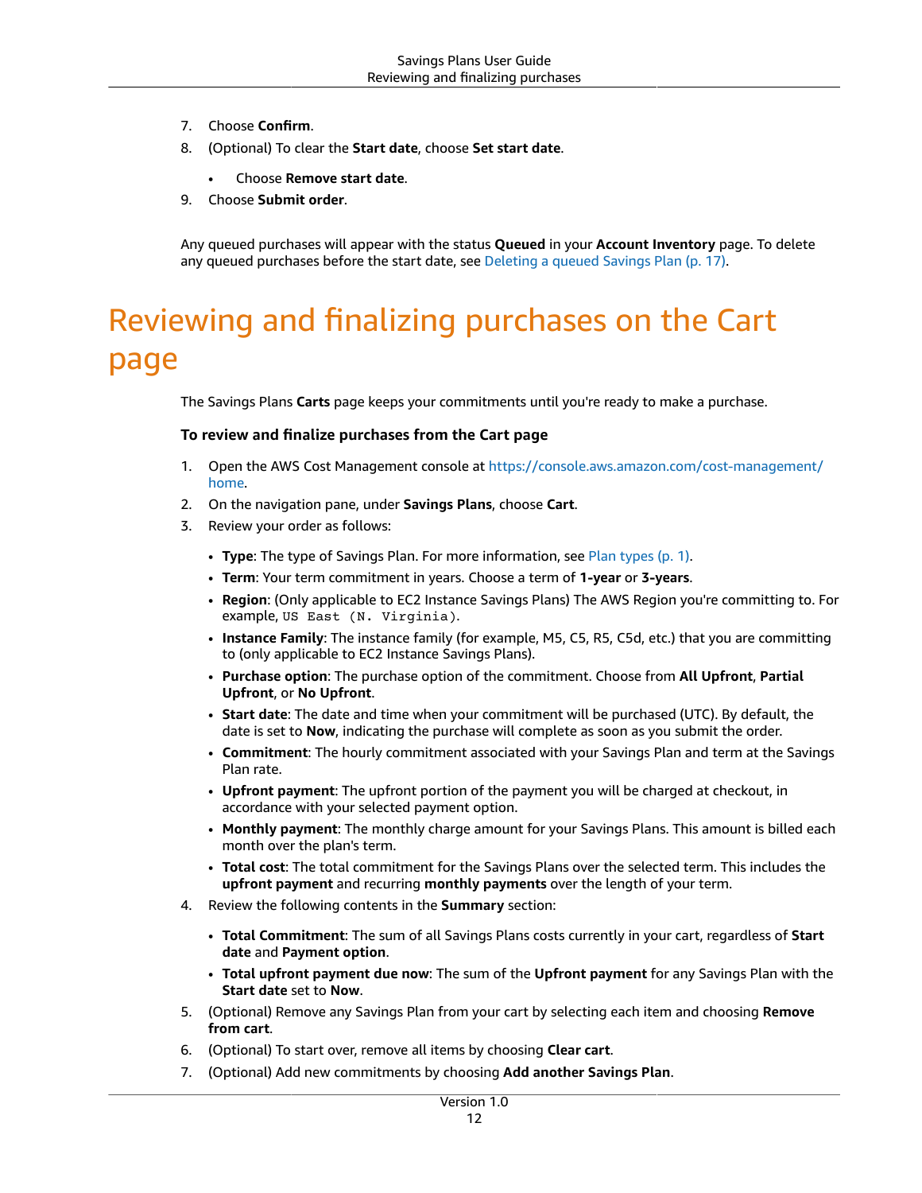7. Choose **Confirm**.
8. (Optional) To clear the **Start date**, choose **Set start date**.
   - Choose **Remove start date**.
9. Choose **Submit order**.

Any queued purchases will appear with the status **Queued** in your **Account Inventory** page. To delete any queued purchases before the start date, see Deleting a queued Savings Plan (p. 17).

# Reviewing and finalizing purchases on the Cart page

The Savings Plans **Carts** page keeps your commitments until you're ready to make a purchase.

### To review and finalize purchases from the Cart page

1. Open the AWS Cost Management console at https://console.aws.amazon.com/cost-management/home.
2. On the navigation pane, under **Savings Plans**, choose **Cart**.
3. Review your order as follows:
   - **Type**: The type of Savings Plan. For more information, see Plan types (p. 1).
   - **Term**: Your term commitment in years. Choose a term of **1-year** or **3-years**.
   - **Region**: (Only applicable to EC2 Instance Savings Plans) The AWS Region you're committing to. For example, `US East (N. Virginia)`.
   - **Instance Family**: The instance family (for example, M5, C5, R5, C5d, etc.) that you are committing to (only applicable to EC2 Instance Savings Plans).
   - **Purchase option**: The purchase option of the commitment. Choose from **All Upfront**, **Partial Upfront**, or **No Upfront**.
   - **Start date**: The date and time when your commitment will be purchased (UTC). By default, the date is set to **Now**, indicating the purchase will complete as soon as you submit the order.
   - **Commitment**: The hourly commitment associated with your Savings Plan and term at the Savings Plan rate.
   - **Upfront payment**: The upfront portion of the payment you will be charged at checkout, in accordance with your selected payment option.
   - **Monthly payment**: The monthly charge amount for your Savings Plans. This amount is billed each month over the plan's term.
   - **Total cost**: The total commitment for the Savings Plans over the selected term. This includes the **upfront payment** and recurring **monthly payments** over the length of your term.
4. Review the following contents in the **Summary** section:
   - **Total Commitment**: The sum of all Savings Plans costs currently in your cart, regardless of **Start date** and **Payment option**.
   - **Total upfront payment due now**: The sum of the **Upfront payment** for any Savings Plan with the **Start date** set to **Now**.
5. (Optional) Remove any Savings Plan from your cart by selecting each item and choosing **Remove from cart**.
6. (Optional) To start over, remove all items by choosing **Clear cart**.
7. (Optional) Add new commitments by choosing **Add another Savings Plan**.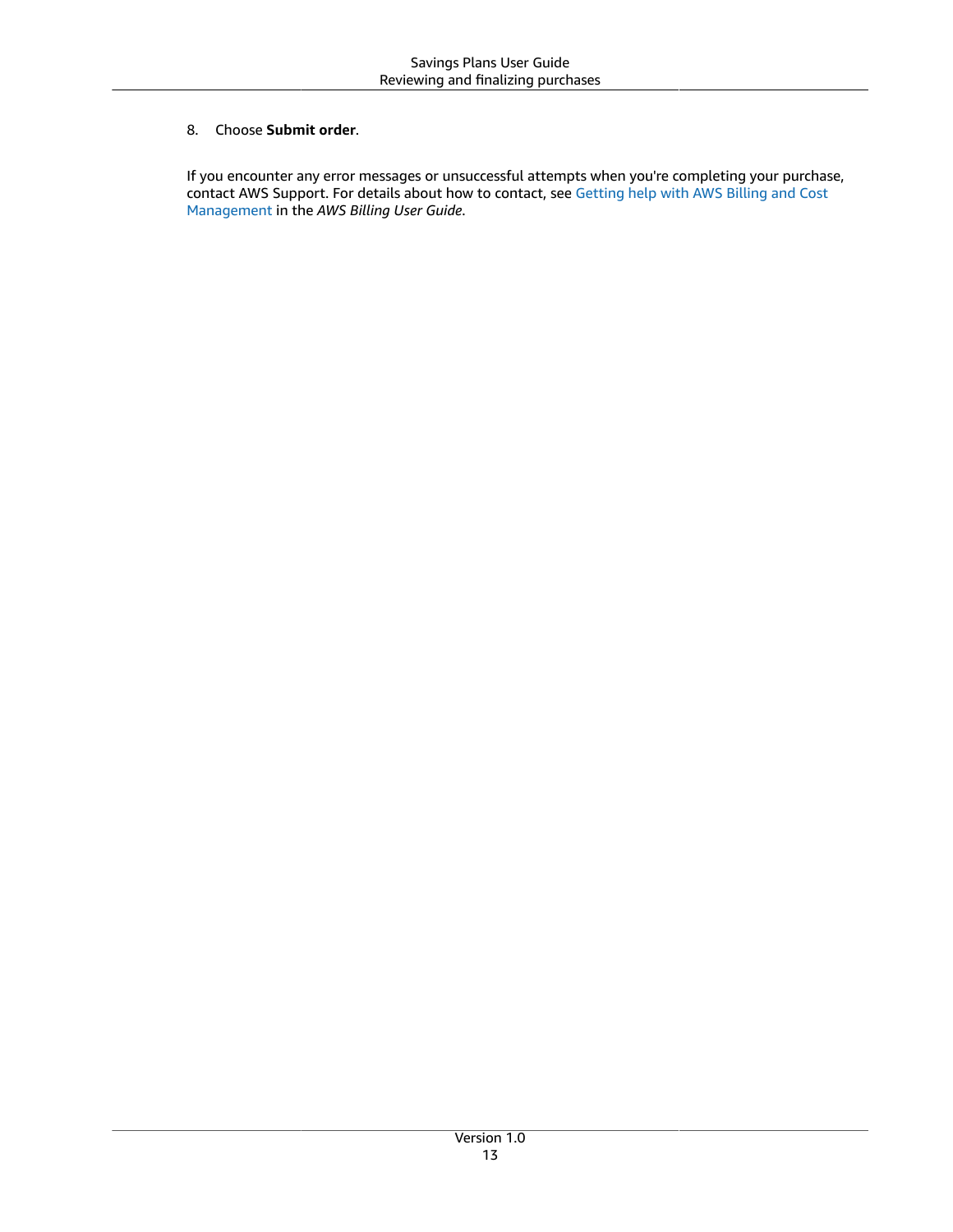8. Choose **Submit order**.

If you encounter any error messages or unsuccessful attempts when you're completing your purchase, contact AWS Support. For details about how to contact, see Getting help with AWS Billing and Cost Management in the *AWS Billing User Guide*.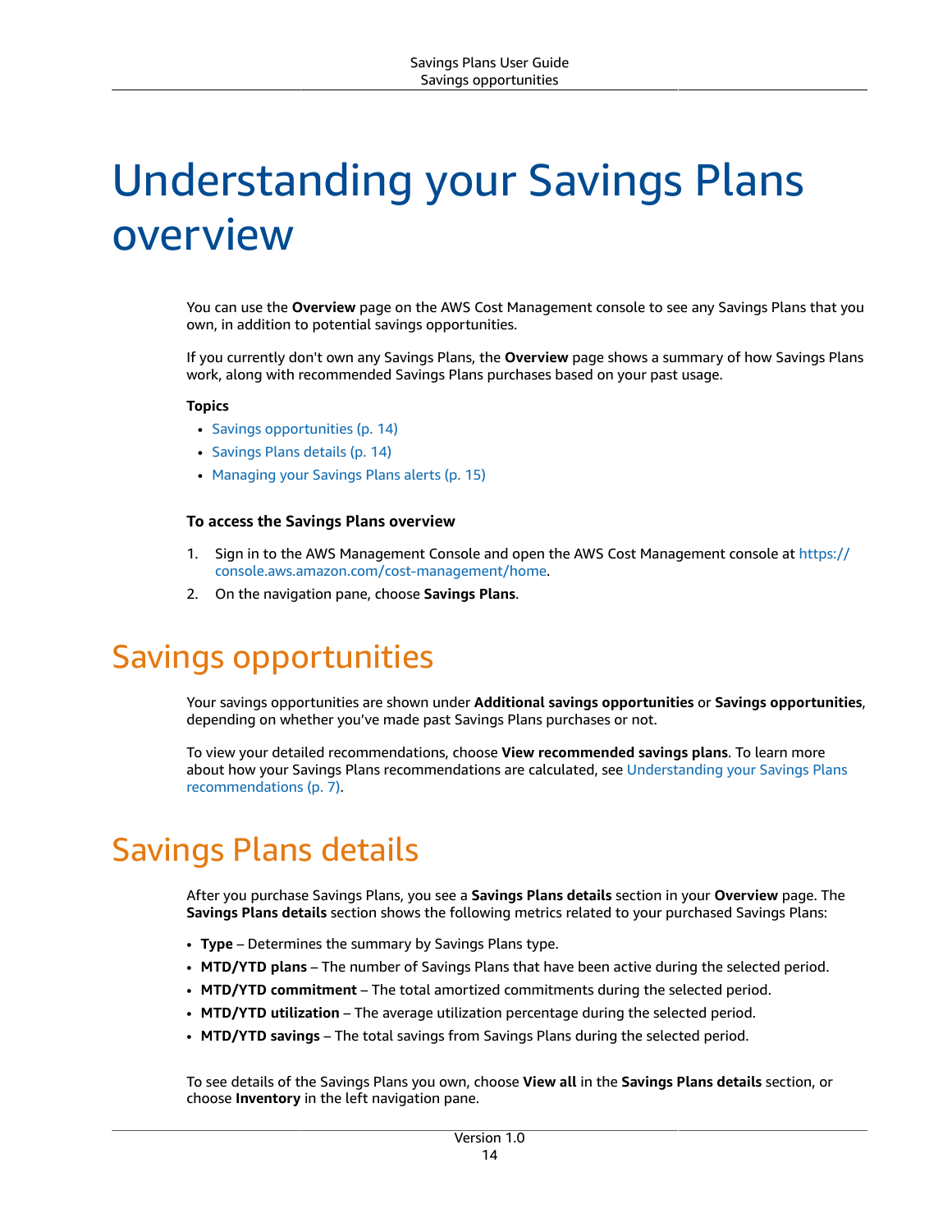# Understanding your Savings Plans overview

You can use the **Overview** page on the AWS Cost Management console to see any Savings Plans that you own, in addition to potential savings opportunities.

If you currently don't own any Savings Plans, the **Overview** page shows a summary of how Savings Plans work, along with recommended Savings Plans purchases based on your past usage.

**Topics**

- Savings opportunities (p. 14)
- Savings Plans details (p. 14)
- Managing your Savings Plans alerts (p. 15)

### To access the Savings Plans overview

1. Sign in to the AWS Management Console and open the AWS Cost Management console at https://console.aws.amazon.com/cost-management/home.
2. On the navigation pane, choose **Savings Plans**.

## Savings opportunities

Your savings opportunities are shown under **Additional savings opportunities** or **Savings opportunities**, depending on whether you've made past Savings Plans purchases or not.

To view your detailed recommendations, choose **View recommended savings plans**. To learn more about how your Savings Plans recommendations are calculated, see Understanding your Savings Plans recommendations (p. 7).

## Savings Plans details

After you purchase Savings Plans, you see a **Savings Plans details** section in your **Overview** page. The **Savings Plans details** section shows the following metrics related to your purchased Savings Plans:

- **Type** – Determines the summary by Savings Plans type.
- **MTD/YTD plans** – The number of Savings Plans that have been active during the selected period.
- **MTD/YTD commitment** – The total amortized commitments during the selected period.
- **MTD/YTD utilization** – The average utilization percentage during the selected period.
- **MTD/YTD savings** – The total savings from Savings Plans during the selected period.

To see details of the Savings Plans you own, choose **View all** in the **Savings Plans details** section, or choose **Inventory** in the left navigation pane.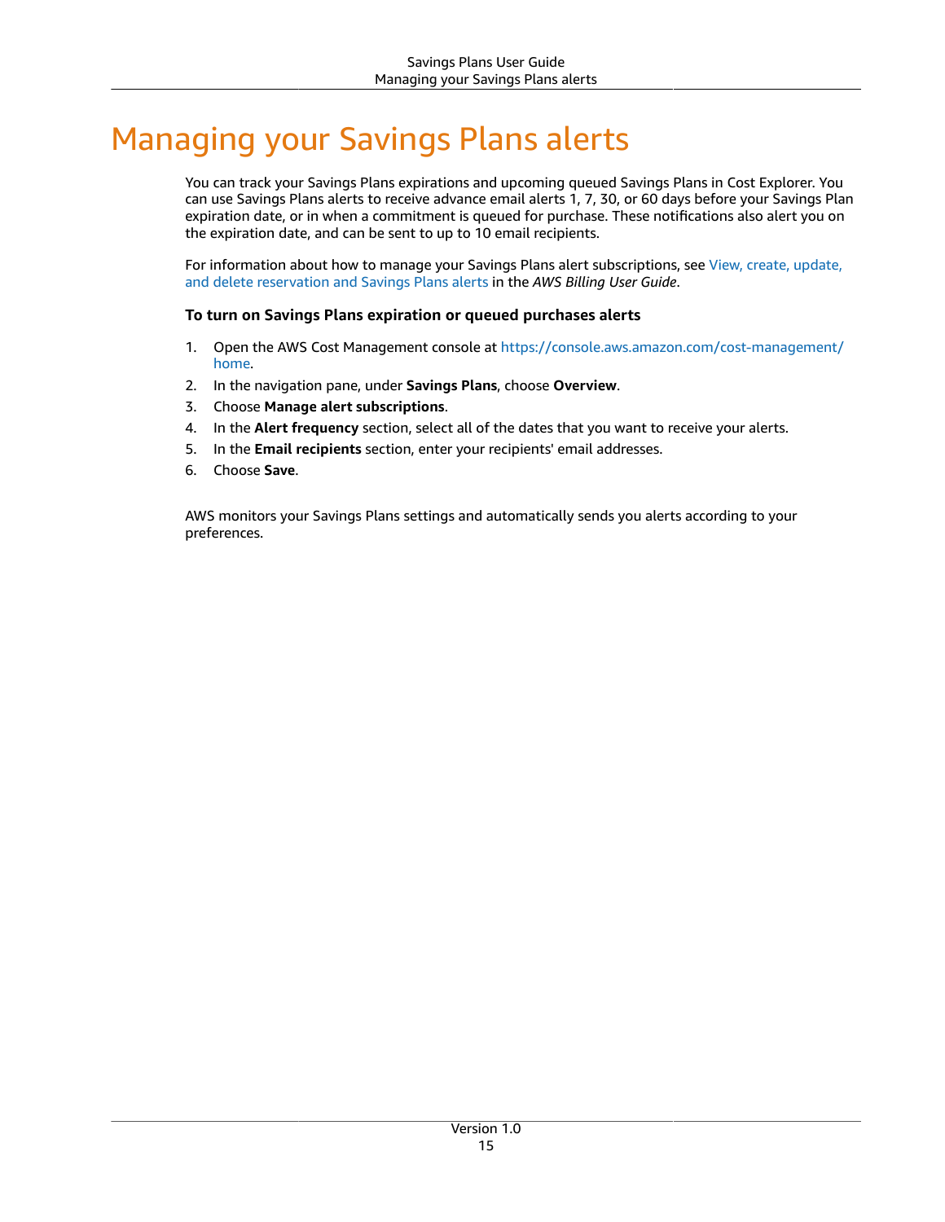# Managing your Savings Plans alerts

You can track your Savings Plans expirations and upcoming queued Savings Plans in Cost Explorer. You can use Savings Plans alerts to receive advance email alerts 1, 7, 30, or 60 days before your Savings Plan expiration date, or in when a commitment is queued for purchase. These notifications also alert you on the expiration date, and can be sent to up to 10 email recipients.

For information about how to manage your Savings Plans alert subscriptions, see View, create, update, and delete reservation and Savings Plans alerts in the *AWS Billing User Guide*.

**To turn on Savings Plans expiration or queued purchases alerts**

1. Open the AWS Cost Management console at https://console.aws.amazon.com/cost-management/home.
2. In the navigation pane, under **Savings Plans**, choose **Overview**.
3. Choose **Manage alert subscriptions**.
4. In the **Alert frequency** section, select all of the dates that you want to receive your alerts.
5. In the **Email recipients** section, enter your recipients' email addresses.
6. Choose **Save**.

AWS monitors your Savings Plans settings and automatically sends you alerts according to your preferences.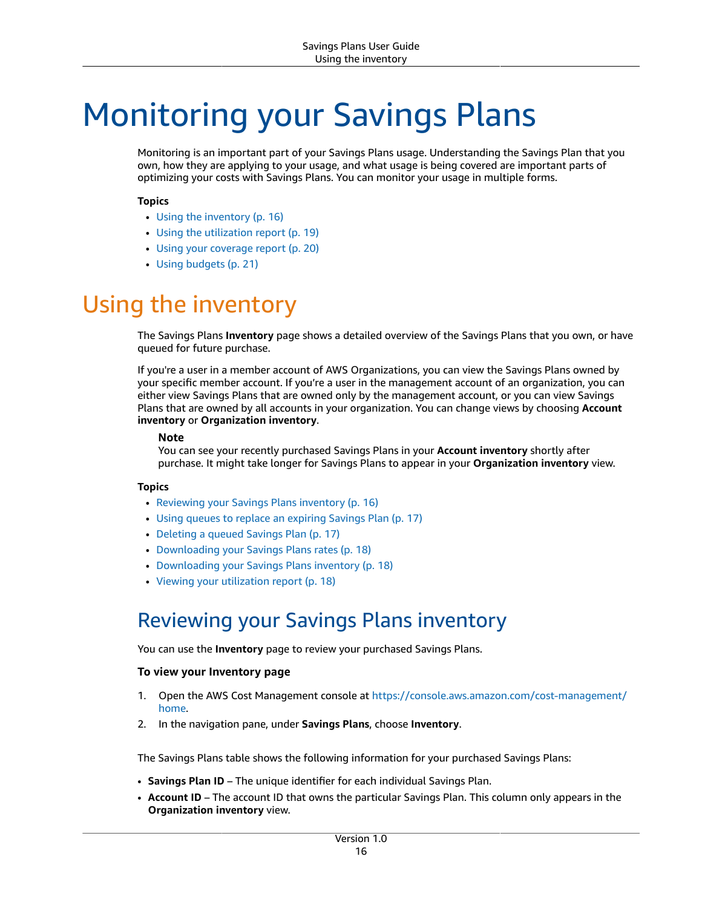# Monitoring your Savings Plans

Monitoring is an important part of your Savings Plans usage. Understanding the Savings Plan that you own, how they are applying to your usage, and what usage is being covered are important parts of optimizing your costs with Savings Plans. You can monitor your usage in multiple forms.

**Topics**

- Using the inventory (p. 16)
- Using the utilization report (p. 19)
- Using your coverage report (p. 20)
- Using budgets (p. 21)

## Using the inventory

The Savings Plans **Inventory** page shows a detailed overview of the Savings Plans that you own, or have queued for future purchase.

If you're a user in a member account of AWS Organizations, you can view the Savings Plans owned by your specific member account. If you're a user in the management account of an organization, you can either view Savings Plans that are owned only by the management account, or you can view Savings Plans that are owned by all accounts in your organization. You can change views by choosing **Account inventory** or **Organization inventory**.

> **Note**
> You can see your recently purchased Savings Plans in your **Account inventory** shortly after purchase. It might take longer for Savings Plans to appear in your **Organization inventory** view.

**Topics**

- Reviewing your Savings Plans inventory (p. 16)
- Using queues to replace an expiring Savings Plan (p. 17)
- Deleting a queued Savings Plan (p. 17)
- Downloading your Savings Plans rates (p. 18)
- Downloading your Savings Plans inventory (p. 18)
- Viewing your utilization report (p. 18)

### Reviewing your Savings Plans inventory

You can use the **Inventory** page to review your purchased Savings Plans.

**To view your Inventory page**

1. Open the AWS Cost Management console at https://console.aws.amazon.com/cost-management/home.
2. In the navigation pane, under **Savings Plans**, choose **Inventory**.

The Savings Plans table shows the following information for your purchased Savings Plans:

- **Savings Plan ID** – The unique identifier for each individual Savings Plan.
- **Account ID** – The account ID that owns the particular Savings Plan. This column only appears in the **Organization inventory** view.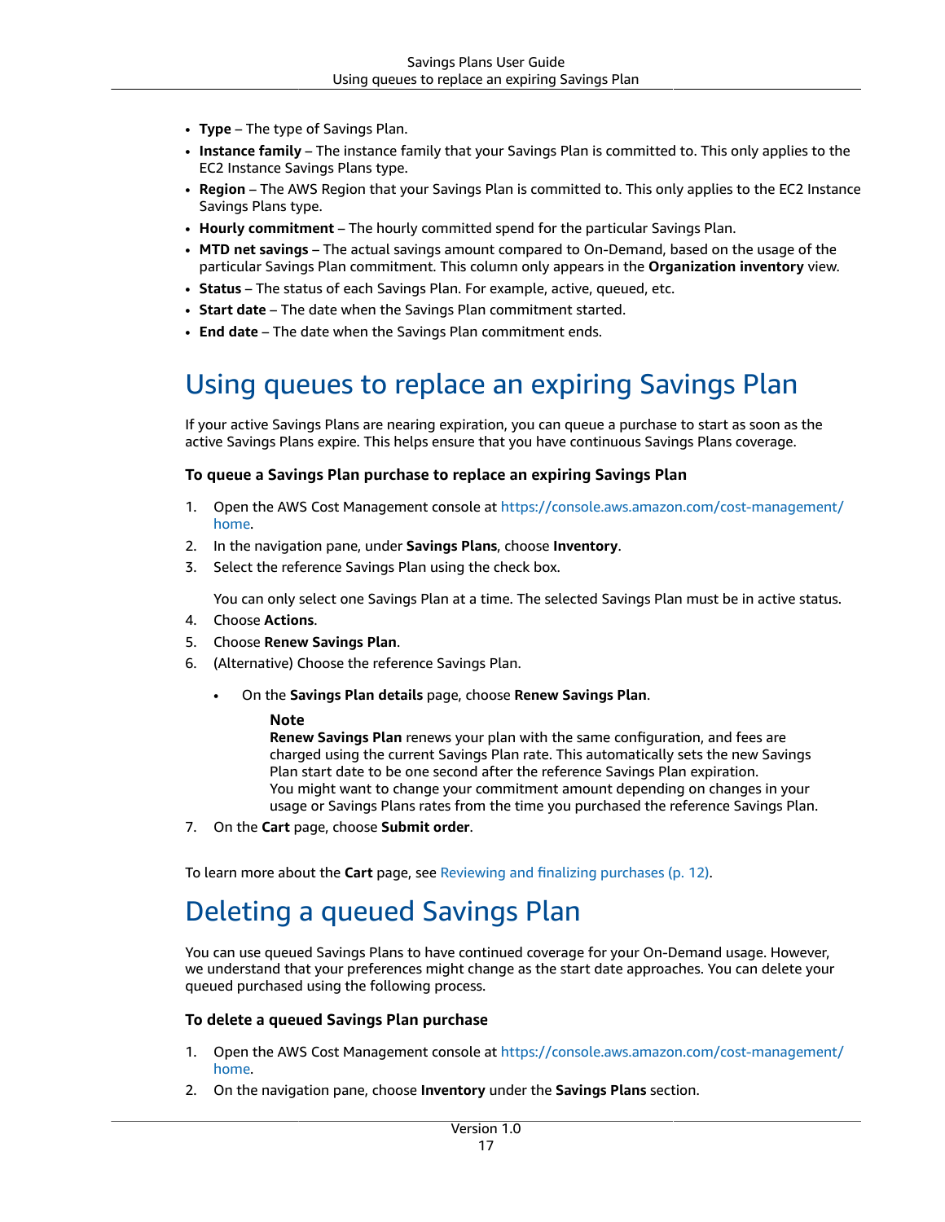- **Type** – The type of Savings Plan.
- **Instance family** – The instance family that your Savings Plan is committed to. This only applies to the EC2 Instance Savings Plans type.
- **Region** – The AWS Region that your Savings Plan is committed to. This only applies to the EC2 Instance Savings Plans type.
- **Hourly commitment** – The hourly committed spend for the particular Savings Plan.
- **MTD net savings** – The actual savings amount compared to On-Demand, based on the usage of the particular Savings Plan commitment. This column only appears in the **Organization inventory** view.
- **Status** – The status of each Savings Plan. For example, active, queued, etc.
- **Start date** – The date when the Savings Plan commitment started.
- **End date** – The date when the Savings Plan commitment ends.

# Using queues to replace an expiring Savings Plan

If your active Savings Plans are nearing expiration, you can queue a purchase to start as soon as the active Savings Plans expire. This helps ensure that you have continuous Savings Plans coverage.

**To queue a Savings Plan purchase to replace an expiring Savings Plan**

1. Open the AWS Cost Management console at https://console.aws.amazon.com/cost-management/home.
2. In the navigation pane, under **Savings Plans**, choose **Inventory**.
3. Select the reference Savings Plan using the check box.

   You can only select one Savings Plan at a time. The selected Savings Plan must be in active status.
4. Choose **Actions**.
5. Choose **Renew Savings Plan**.
6. (Alternative) Choose the reference Savings Plan.
   - On the **Savings Plan details** page, choose **Renew Savings Plan**.

     **Note**
     **Renew Savings Plan** renews your plan with the same configuration, and fees are charged using the current Savings Plan rate. This automatically sets the new Savings Plan start date to be one second after the reference Savings Plan expiration.
     You might want to change your commitment amount depending on changes in your usage or Savings Plans rates from the time you purchased the reference Savings Plan.
7. On the **Cart** page, choose **Submit order**.

To learn more about the **Cart** page, see Reviewing and finalizing purchases (p. 12).

# Deleting a queued Savings Plan

You can use queued Savings Plans to have continued coverage for your On-Demand usage. However, we understand that your preferences might change as the start date approaches. You can delete your queued purchased using the following process.

**To delete a queued Savings Plan purchase**

1. Open the AWS Cost Management console at https://console.aws.amazon.com/cost-management/home.
2. On the navigation pane, choose **Inventory** under the **Savings Plans** section.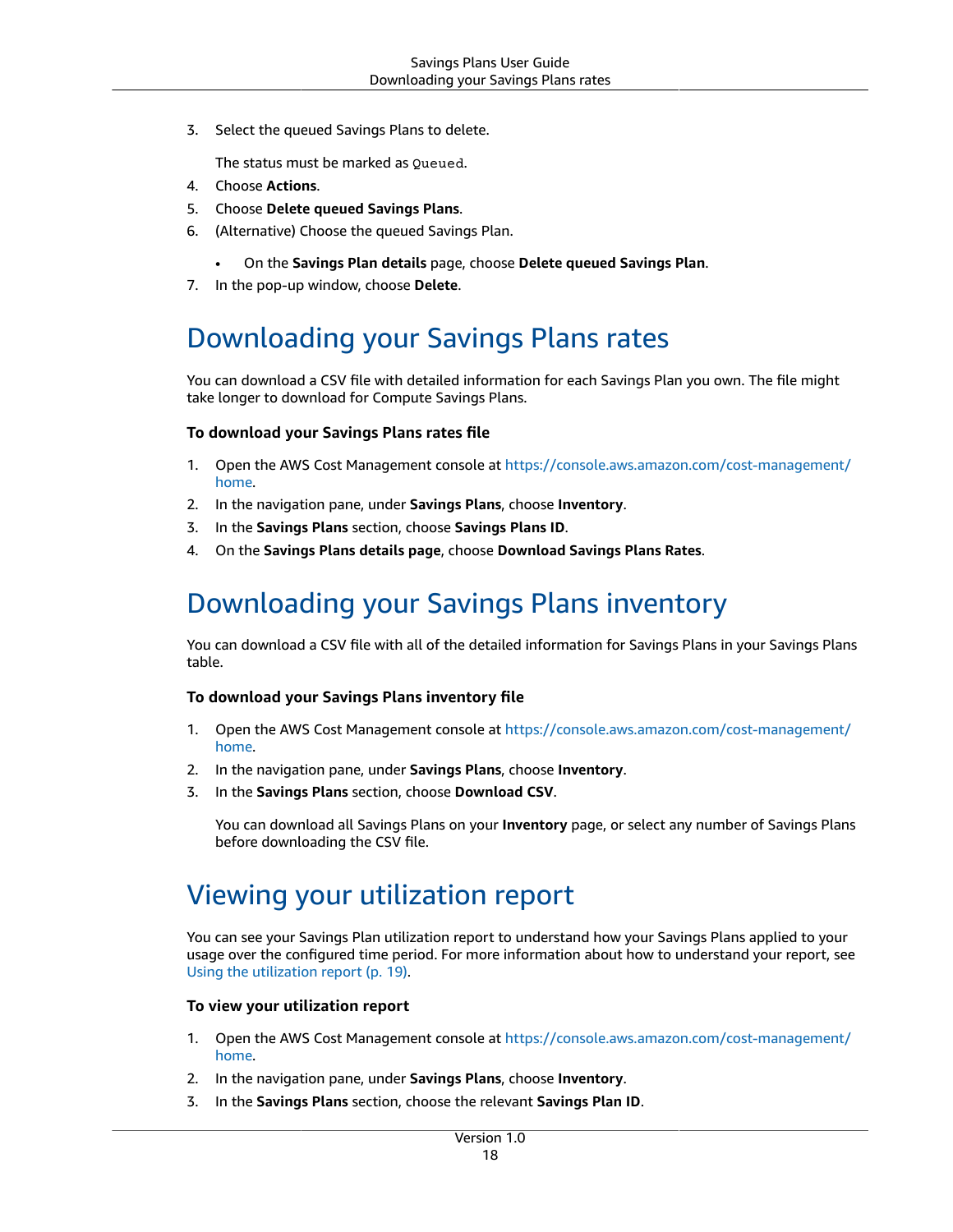3. Select the queued Savings Plans to delete.

   The status must be marked as `Queued`.
4. Choose **Actions**.
5. Choose **Delete queued Savings Plans**.
6. (Alternative) Choose the queued Savings Plan.
   - On the **Savings Plan details** page, choose **Delete queued Savings Plan**.
7. In the pop-up window, choose **Delete**.

## Downloading your Savings Plans rates

You can download a CSV file with detailed information for each Savings Plan you own. The file might take longer to download for Compute Savings Plans.

### To download your Savings Plans rates file

1. Open the AWS Cost Management console at [https://console.aws.amazon.com/cost-management/home](https://console.aws.amazon.com/cost-management/home).
2. In the navigation pane, under **Savings Plans**, choose **Inventory**.
3. In the **Savings Plans** section, choose **Savings Plans ID**.
4. On the **Savings Plans details page**, choose **Download Savings Plans Rates**.

## Downloading your Savings Plans inventory

You can download a CSV file with all of the detailed information for Savings Plans in your Savings Plans table.

### To download your Savings Plans inventory file

1. Open the AWS Cost Management console at [https://console.aws.amazon.com/cost-management/home](https://console.aws.amazon.com/cost-management/home).
2. In the navigation pane, under **Savings Plans**, choose **Inventory**.
3. In the **Savings Plans** section, choose **Download CSV**.

   You can download all Savings Plans on your **Inventory** page, or select any number of Savings Plans before downloading the CSV file.

## Viewing your utilization report

You can see your Savings Plan utilization report to understand how your Savings Plans applied to your usage over the configured time period. For more information about how to understand your report, see Using the utilization report (p. 19).

### To view your utilization report

1. Open the AWS Cost Management console at [https://console.aws.amazon.com/cost-management/home](https://console.aws.amazon.com/cost-management/home).
2. In the navigation pane, under **Savings Plans**, choose **Inventory**.
3. In the **Savings Plans** section, choose the relevant **Savings Plan ID**.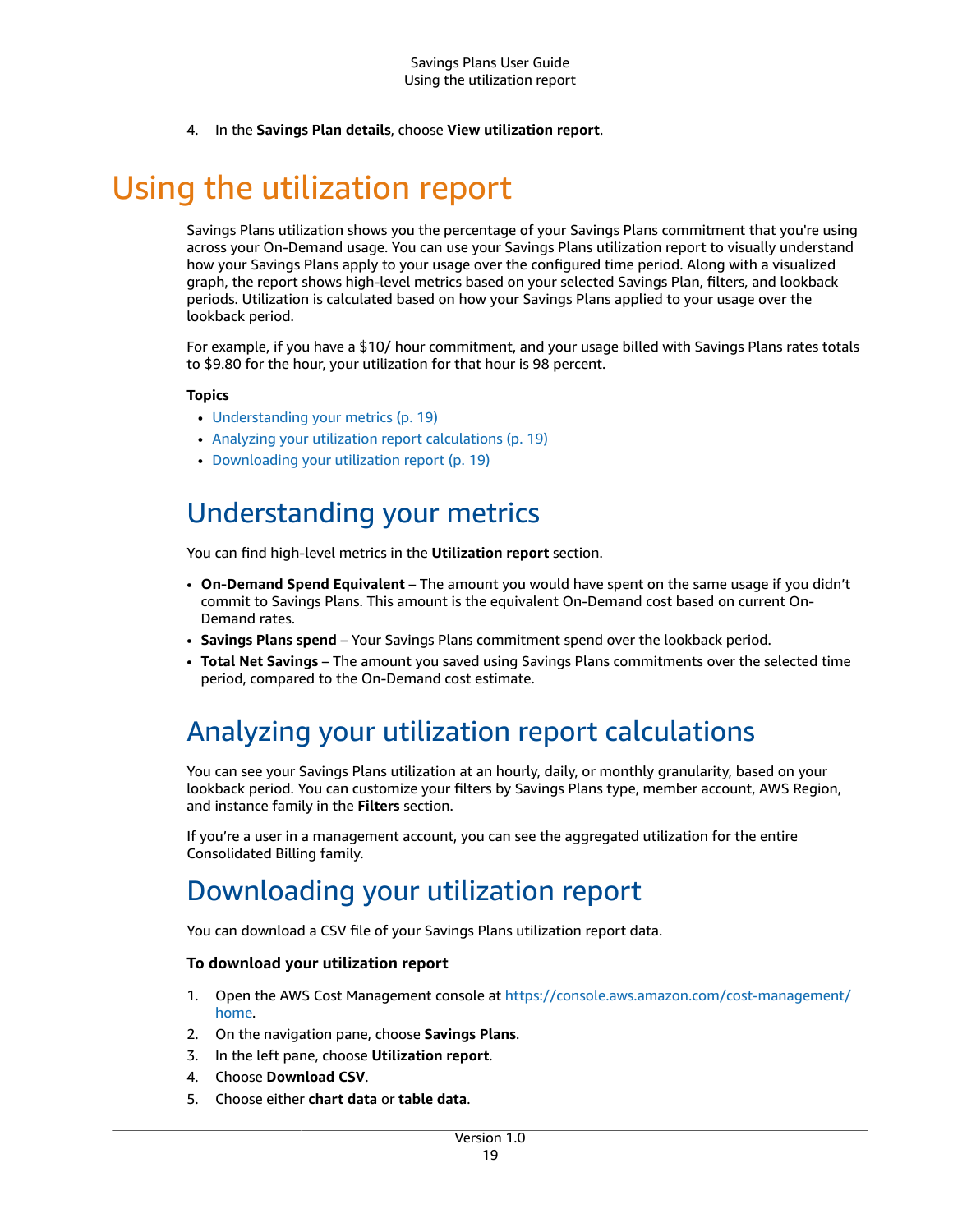4. In the **Savings Plan details**, choose **View utilization report**.

# Using the utilization report

Savings Plans utilization shows you the percentage of your Savings Plans commitment that you're using across your On-Demand usage. You can use your Savings Plans utilization report to visually understand how your Savings Plans apply to your usage over the configured time period. Along with a visualized graph, the report shows high-level metrics based on your selected Savings Plan, filters, and lookback periods. Utilization is calculated based on how your Savings Plans applied to your usage over the lookback period.

For example, if you have a $10/ hour commitment, and your usage billed with Savings Plans rates totals to $9.80 for the hour, your utilization for that hour is 98 percent.

**Topics**

- Understanding your metrics (p. 19)
- Analyzing your utilization report calculations (p. 19)
- Downloading your utilization report (p. 19)

## Understanding your metrics

You can find high-level metrics in the **Utilization report** section.

- **On-Demand Spend Equivalent** – The amount you would have spent on the same usage if you didn't commit to Savings Plans. This amount is the equivalent On-Demand cost based on current On-Demand rates.
- **Savings Plans spend** – Your Savings Plans commitment spend over the lookback period.
- **Total Net Savings** – The amount you saved using Savings Plans commitments over the selected time period, compared to the On-Demand cost estimate.

## Analyzing your utilization report calculations

You can see your Savings Plans utilization at an hourly, daily, or monthly granularity, based on your lookback period. You can customize your filters by Savings Plans type, member account, AWS Region, and instance family in the **Filters** section.

If you're a user in a management account, you can see the aggregated utilization for the entire Consolidated Billing family.

## Downloading your utilization report

You can download a CSV file of your Savings Plans utilization report data.

**To download your utilization report**

1. Open the AWS Cost Management console at https://console.aws.amazon.com/cost-management/home.
2. On the navigation pane, choose **Savings Plans**.
3. In the left pane, choose **Utilization report**.
4. Choose **Download CSV**.
5. Choose either **chart data** or **table data**.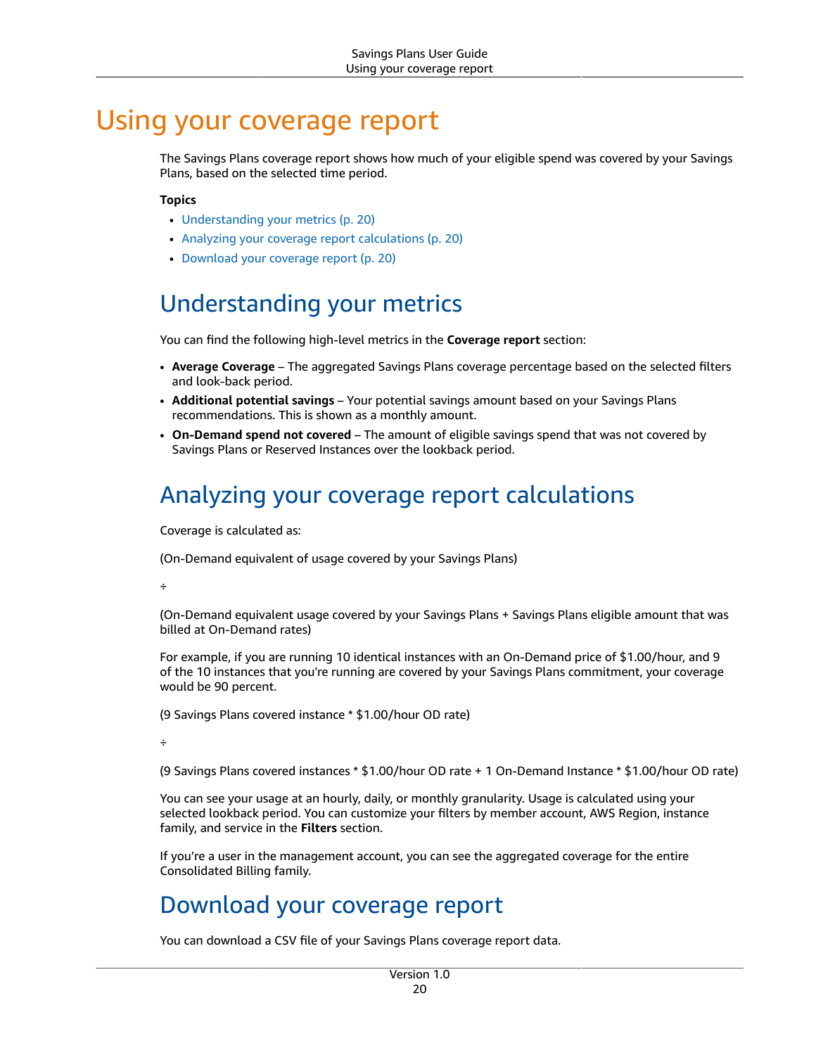# Using your coverage report

The Savings Plans coverage report shows how much of your eligible spend was covered by your Savings Plans, based on the selected time period.

**Topics**

- Understanding your metrics (p. 20)
- Analyzing your coverage report calculations (p. 20)
- Download your coverage report (p. 20)

## Understanding your metrics

You can find the following high-level metrics in the **Coverage report** section:

- **Average Coverage** – The aggregated Savings Plans coverage percentage based on the selected filters and look-back period.
- **Additional potential savings** – Your potential savings amount based on your Savings Plans recommendations. This is shown as a monthly amount.
- **On-Demand spend not covered** – The amount of eligible savings spend that was not covered by Savings Plans or Reserved Instances over the lookback period.

## Analyzing your coverage report calculations

Coverage is calculated as:

(On-Demand equivalent of usage covered by your Savings Plans)

÷

(On-Demand equivalent usage covered by your Savings Plans + Savings Plans eligible amount that was billed at On-Demand rates)

For example, if you are running 10 identical instances with an On-Demand price of $1.00/hour, and 9 of the 10 instances that you're running are covered by your Savings Plans commitment, your coverage would be 90 percent.

(9 Savings Plans covered instance * $1.00/hour OD rate)

÷

(9 Savings Plans covered instances * $1.00/hour OD rate + 1 On-Demand Instance * $1.00/hour OD rate)

You can see your usage at an hourly, daily, or monthly granularity. Usage is calculated using your selected lookback period. You can customize your filters by member account, AWS Region, instance family, and service in the **Filters** section.

If you're a user in the management account, you can see the aggregated coverage for the entire Consolidated Billing family.

## Download your coverage report

You can download a CSV file of your Savings Plans coverage report data.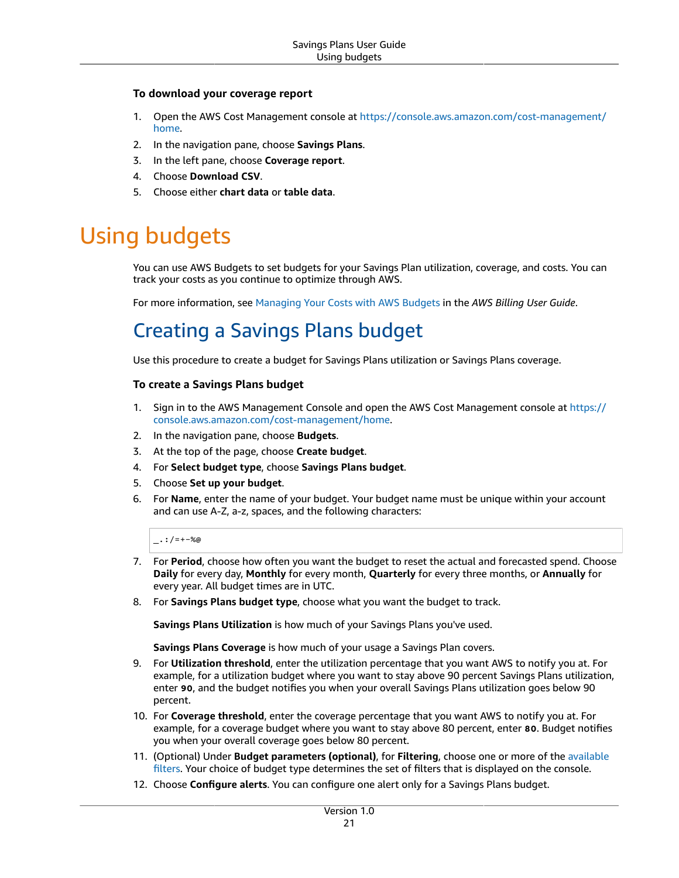**To download your coverage report**

1. Open the AWS Cost Management console at https://console.aws.amazon.com/cost-management/home.
2. In the navigation pane, choose **Savings Plans**.
3. In the left pane, choose **Coverage report**.
4. Choose **Download CSV**.
5. Choose either **chart data** or **table data**.

# Using budgets

You can use AWS Budgets to set budgets for your Savings Plan utilization, coverage, and costs. You can track your costs as you continue to optimize through AWS.

For more information, see Managing Your Costs with AWS Budgets in the *AWS Billing User Guide*.

## Creating a Savings Plans budget

Use this procedure to create a budget for Savings Plans utilization or Savings Plans coverage.

**To create a Savings Plans budget**

1. Sign in to the AWS Management Console and open the AWS Cost Management console at https://console.aws.amazon.com/cost-management/home.
2. In the navigation pane, choose **Budgets**.
3. At the top of the page, choose **Create budget**.
4. For **Select budget type**, choose **Savings Plans budget**.
5. Choose **Set up your budget**.
6. For **Name**, enter the name of your budget. Your budget name must be unique within your account and can use A-Z, a-z, spaces, and the following characters:

   ```
   _.:/=+-%@
   ```

7. For **Period**, choose how often you want the budget to reset the actual and forecasted spend. Choose **Daily** for every day, **Monthly** for every month, **Quarterly** for every three months, or **Annually** for every year. All budget times are in UTC.
8. For **Savings Plans budget type**, choose what you want the budget to track.

   **Savings Plans Utilization** is how much of your Savings Plans you've used.

   **Savings Plans Coverage** is how much of your usage a Savings Plan covers.
9. For **Utilization threshold**, enter the utilization percentage that you want AWS to notify you at. For example, for a utilization budget where you want to stay above 90 percent Savings Plans utilization, enter **90**, and the budget notifies you when your overall Savings Plans utilization goes below 90 percent.
10. For **Coverage threshold**, enter the coverage percentage that you want AWS to notify you at. For example, for a coverage budget where you want to stay above 80 percent, enter **80**. Budget notifies you when your overall coverage goes below 80 percent.
11. (Optional) Under **Budget parameters (optional)**, for **Filtering**, choose one or more of the available filters. Your choice of budget type determines the set of filters that is displayed on the console.
12. Choose **Configure alerts**. You can configure one alert only for a Savings Plans budget.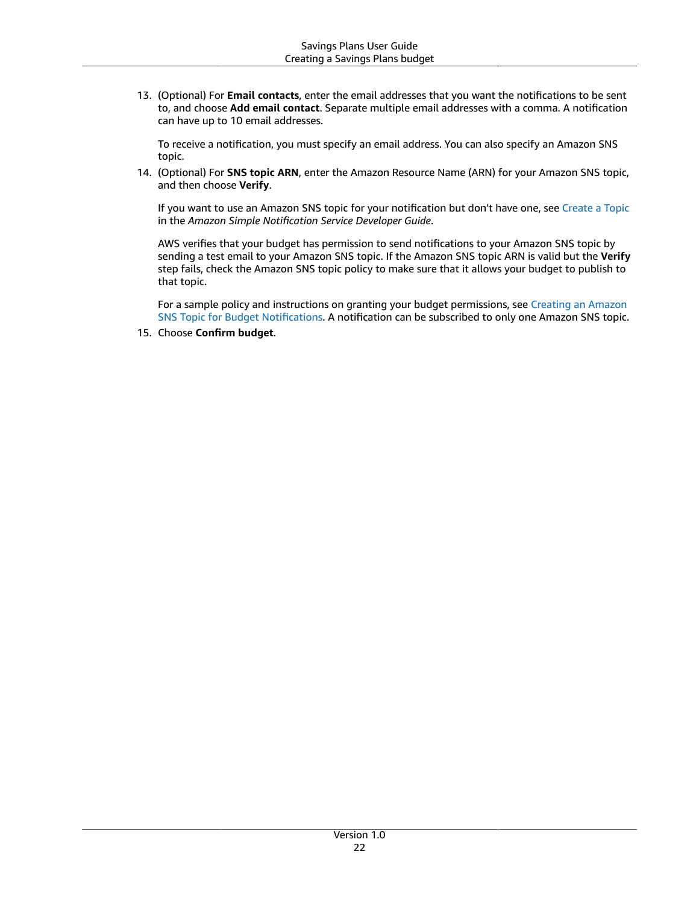13. (Optional) For **Email contacts**, enter the email addresses that you want the notifications to be sent to, and choose **Add email contact**. Separate multiple email addresses with a comma. A notification can have up to 10 email addresses.

    To receive a notification, you must specify an email address. You can also specify an Amazon SNS topic.

14. (Optional) For **SNS topic ARN**, enter the Amazon Resource Name (ARN) for your Amazon SNS topic, and then choose **Verify**.

    If you want to use an Amazon SNS topic for your notification but don't have one, see Create a Topic in the *Amazon Simple Notification Service Developer Guide*.

    AWS verifies that your budget has permission to send notifications to your Amazon SNS topic by sending a test email to your Amazon SNS topic. If the Amazon SNS topic ARN is valid but the **Verify** step fails, check the Amazon SNS topic policy to make sure that it allows your budget to publish to that topic.

    For a sample policy and instructions on granting your budget permissions, see Creating an Amazon SNS Topic for Budget Notifications. A notification can be subscribed to only one Amazon SNS topic.

15. Choose **Confirm budget**.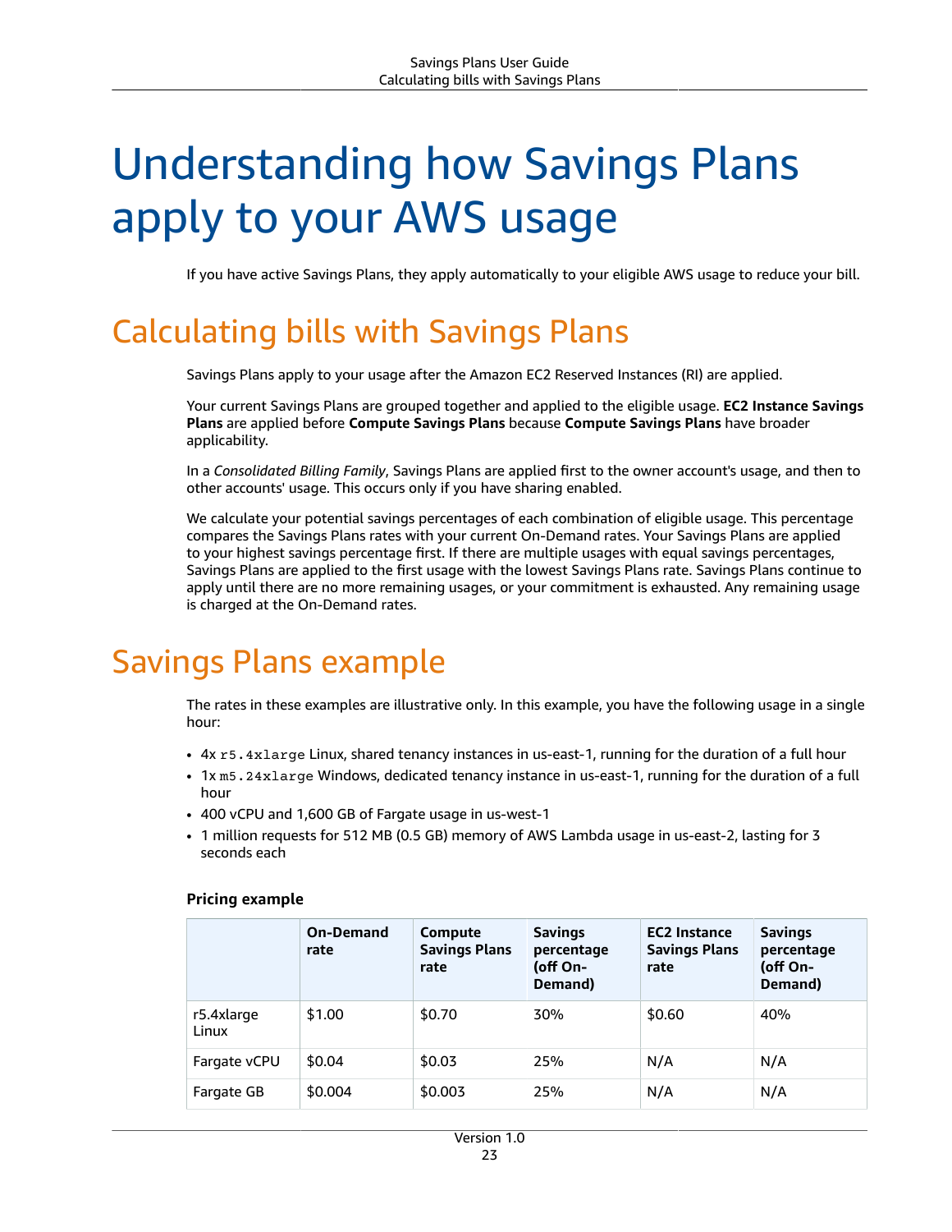# Understanding how Savings Plans apply to your AWS usage

If you have active Savings Plans, they apply automatically to your eligible AWS usage to reduce your bill.

## Calculating bills with Savings Plans

Savings Plans apply to your usage after the Amazon EC2 Reserved Instances (RI) are applied.

Your current Savings Plans are grouped together and applied to the eligible usage. **EC2 Instance Savings Plans** are applied before **Compute Savings Plans** because **Compute Savings Plans** have broader applicability.

In a *Consolidated Billing Family*, Savings Plans are applied first to the owner account's usage, and then to other accounts' usage. This occurs only if you have sharing enabled.

We calculate your potential savings percentages of each combination of eligible usage. This percentage compares the Savings Plans rates with your current On-Demand rates. Your Savings Plans are applied to your highest savings percentage first. If there are multiple usages with equal savings percentages, Savings Plans are applied to the first usage with the lowest Savings Plans rate. Savings Plans continue to apply until there are no more remaining usages, or your commitment is exhausted. Any remaining usage is charged at the On-Demand rates.

## Savings Plans example

The rates in these examples are illustrative only. In this example, you have the following usage in a single hour:

- 4x `r5.4xlarge` Linux, shared tenancy instances in us-east-1, running for the duration of a full hour
- 1x `m5.24xlarge` Windows, dedicated tenancy instance in us-east-1, running for the duration of a full hour
- 400 vCPU and 1,600 GB of Fargate usage in us-west-1
- 1 million requests for 512 MB (0.5 GB) memory of AWS Lambda usage in us-east-2, lasting for 3 seconds each

**Pricing example**

| | On-Demand rate | Compute Savings Plans rate | Savings percentage (off On-Demand) | EC2 Instance Savings Plans rate | Savings percentage (off On-Demand) |
|---|---|---|---|---|---|
| r5.4xlarge Linux | $1.00 | $0.70 | 30% | $0.60 | 40% |
| Fargate vCPU | $0.04 | $0.03 | 25% | N/A | N/A |
| Fargate GB | $0.004 | $0.003 | 25% | N/A | N/A |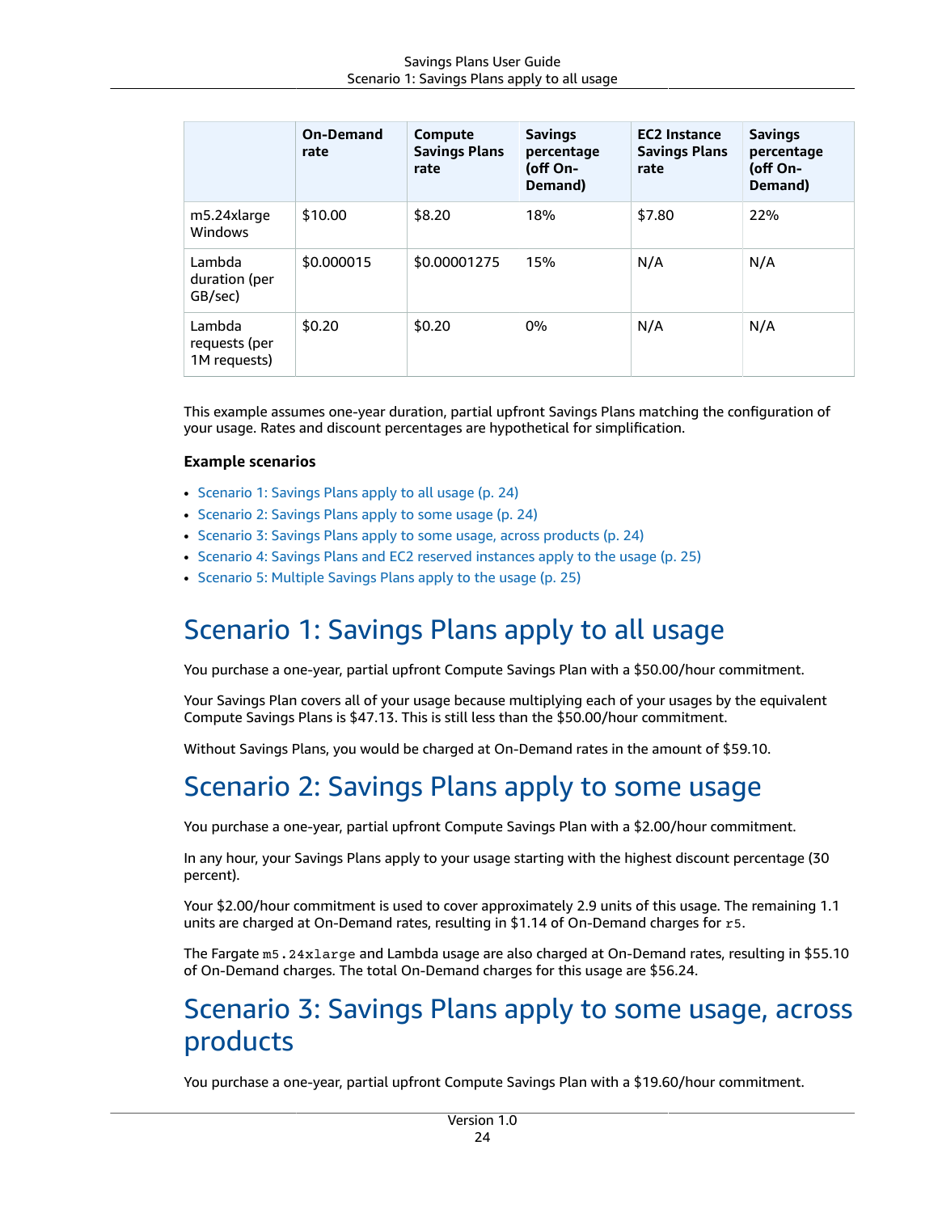|  | On-Demand rate | Compute Savings Plans rate | Savings percentage (off On-Demand) | EC2 Instance Savings Plans rate | Savings percentage (off On-Demand) |
| --- | --- | --- | --- | --- | --- |
| m5.24xlarge Windows | $10.00 | $8.20 | 18% | $7.80 | 22% |
| Lambda duration (per GB/sec) | $0.000015 | $0.00001275 | 15% | N/A | N/A |
| Lambda requests (per 1M requests) | $0.20 | $0.20 | 0% | N/A | N/A |

This example assumes one-year duration, partial upfront Savings Plans matching the configuration of your usage. Rates and discount percentages are hypothetical for simplification.

### Example scenarios

- Scenario 1: Savings Plans apply to all usage (p. 24)
- Scenario 2: Savings Plans apply to some usage (p. 24)
- Scenario 3: Savings Plans apply to some usage, across products (p. 24)
- Scenario 4: Savings Plans and EC2 reserved instances apply to the usage (p. 25)
- Scenario 5: Multiple Savings Plans apply to the usage (p. 25)

# Scenario 1: Savings Plans apply to all usage

You purchase a one-year, partial upfront Compute Savings Plan with a $50.00/hour commitment.

Your Savings Plan covers all of your usage because multiplying each of your usages by the equivalent Compute Savings Plans is $47.13. This is still less than the $50.00/hour commitment.

Without Savings Plans, you would be charged at On-Demand rates in the amount of $59.10.

# Scenario 2: Savings Plans apply to some usage

You purchase a one-year, partial upfront Compute Savings Plan with a $2.00/hour commitment.

In any hour, your Savings Plans apply to your usage starting with the highest discount percentage (30 percent).

Your $2.00/hour commitment is used to cover approximately 2.9 units of this usage. The remaining 1.1 units are charged at On-Demand rates, resulting in $1.14 of On-Demand charges for `r5`.

The Fargate `m5.24xlarge` and Lambda usage are also charged at On-Demand rates, resulting in $55.10 of On-Demand charges. The total On-Demand charges for this usage are $56.24.

# Scenario 3: Savings Plans apply to some usage, across products

You purchase a one-year, partial upfront Compute Savings Plan with a $19.60/hour commitment.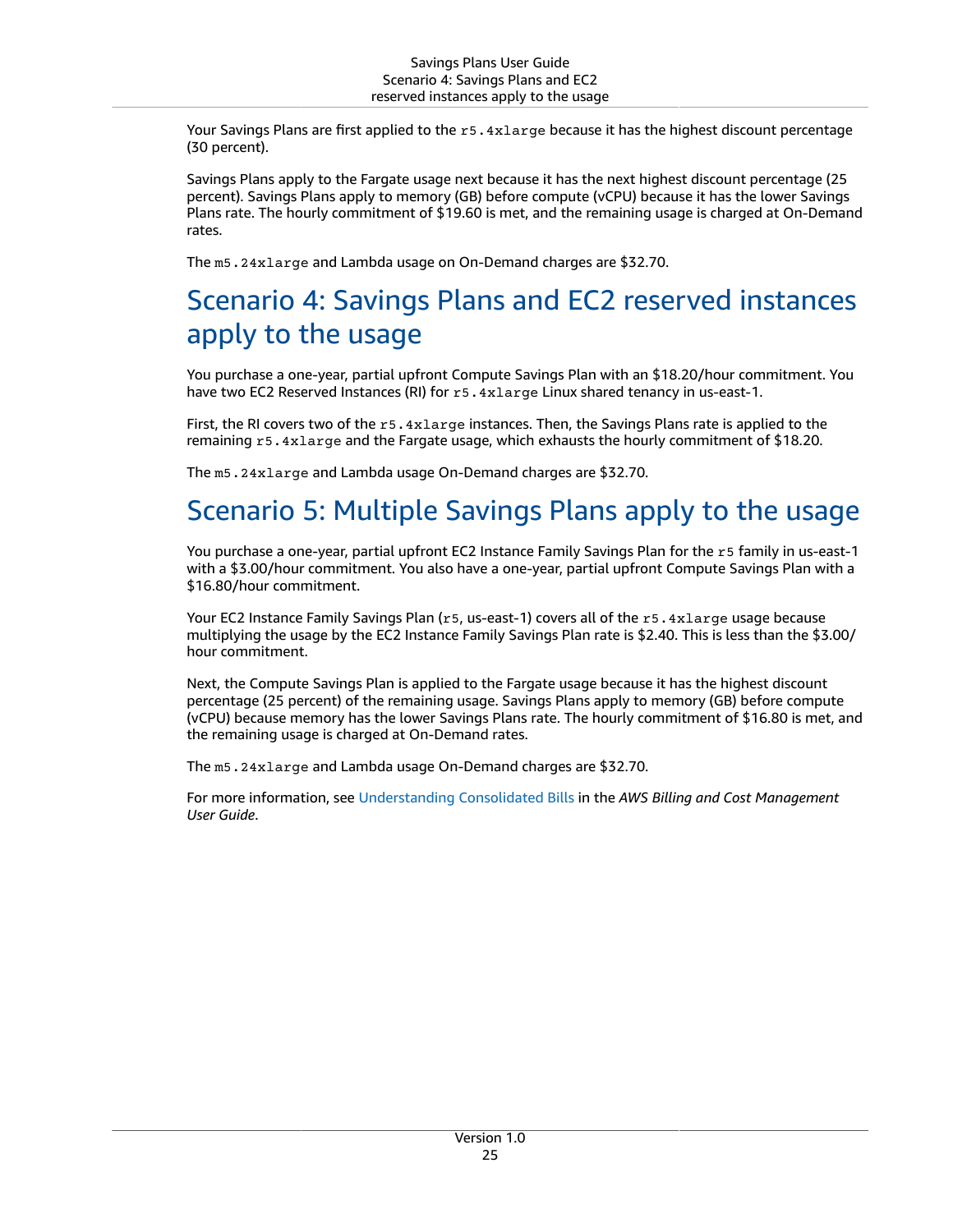Your Savings Plans are first applied to the `r5.4xlarge` because it has the highest discount percentage (30 percent).

Savings Plans apply to the Fargate usage next because it has the next highest discount percentage (25 percent). Savings Plans apply to memory (GB) before compute (vCPU) because it has the lower Savings Plans rate. The hourly commitment of $19.60 is met, and the remaining usage is charged at On-Demand rates.

The `m5.24xlarge` and Lambda usage on On-Demand charges are $32.70.

## Scenario 4: Savings Plans and EC2 reserved instances apply to the usage

You purchase a one-year, partial upfront Compute Savings Plan with an $18.20/hour commitment. You have two EC2 Reserved Instances (RI) for `r5.4xlarge` Linux shared tenancy in us-east-1.

First, the RI covers two of the `r5.4xlarge` instances. Then, the Savings Plans rate is applied to the remaining `r5.4xlarge` and the Fargate usage, which exhausts the hourly commitment of $18.20.

The `m5.24xlarge` and Lambda usage On-Demand charges are $32.70.

## Scenario 5: Multiple Savings Plans apply to the usage

You purchase a one-year, partial upfront EC2 Instance Family Savings Plan for the `r5` family in us-east-1 with a $3.00/hour commitment. You also have a one-year, partial upfront Compute Savings Plan with a $16.80/hour commitment.

Your EC2 Instance Family Savings Plan (`r5`, us-east-1) covers all of the `r5.4xlarge` usage because multiplying the usage by the EC2 Instance Family Savings Plan rate is $2.40. This is less than the $3.00/hour commitment.

Next, the Compute Savings Plan is applied to the Fargate usage because it has the highest discount percentage (25 percent) of the remaining usage. Savings Plans apply to memory (GB) before compute (vCPU) because memory has the lower Savings Plans rate. The hourly commitment of $16.80 is met, and the remaining usage is charged at On-Demand rates.

The `m5.24xlarge` and Lambda usage On-Demand charges are $32.70.

For more information, see Understanding Consolidated Bills in the *AWS Billing and Cost Management User Guide*.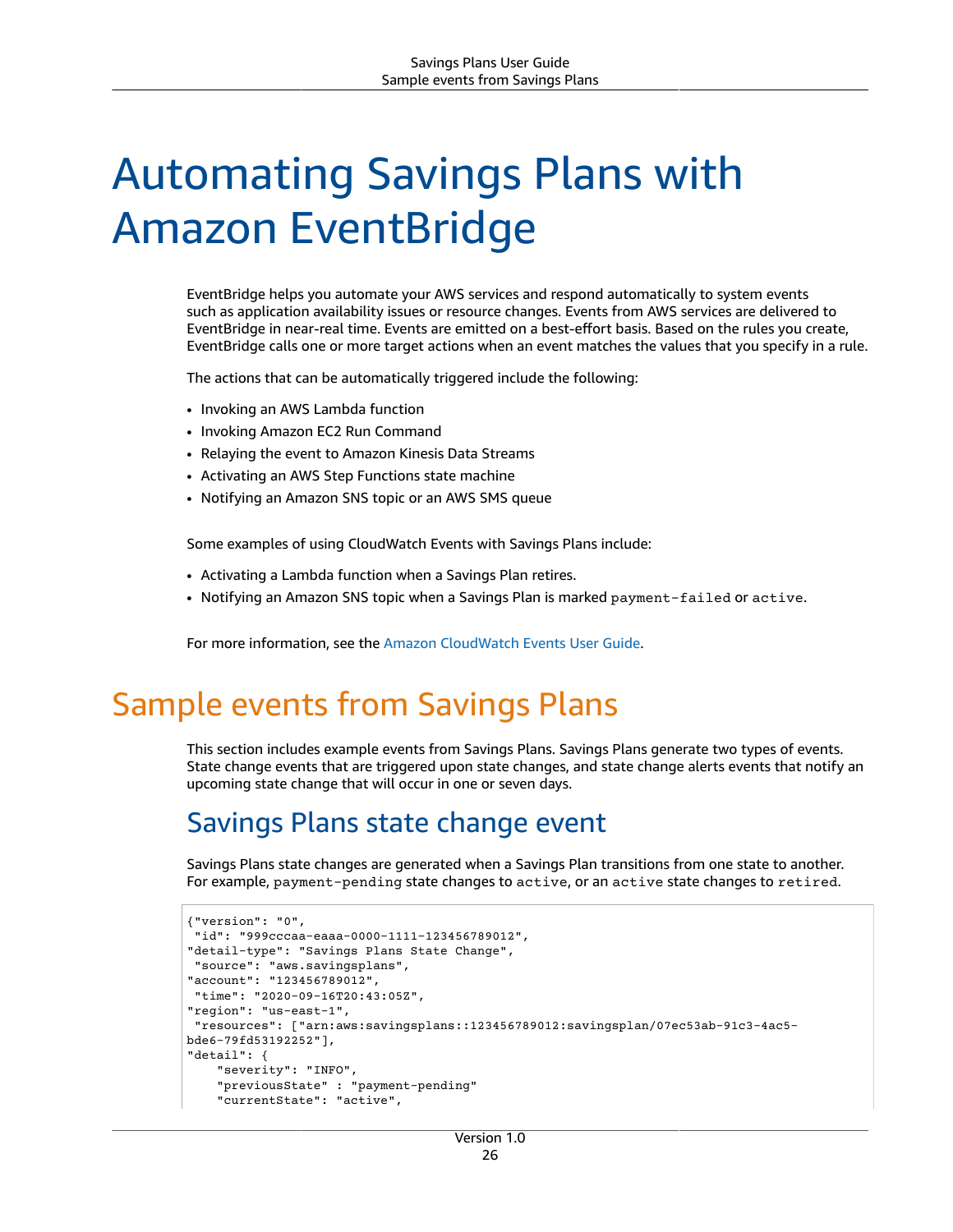# Automating Savings Plans with Amazon EventBridge

EventBridge helps you automate your AWS services and respond automatically to system events such as application availability issues or resource changes. Events from AWS services are delivered to EventBridge in near-real time. Events are emitted on a best-effort basis. Based on the rules you create, EventBridge calls one or more target actions when an event matches the values that you specify in a rule.

The actions that can be automatically triggered include the following:

- Invoking an AWS Lambda function
- Invoking Amazon EC2 Run Command
- Relaying the event to Amazon Kinesis Data Streams
- Activating an AWS Step Functions state machine
- Notifying an Amazon SNS topic or an AWS SMS queue

Some examples of using CloudWatch Events with Savings Plans include:

- Activating a Lambda function when a Savings Plan retires.
- Notifying an Amazon SNS topic when a Savings Plan is marked `payment-failed` or `active`.

For more information, see the Amazon CloudWatch Events User Guide.

## Sample events from Savings Plans

This section includes example events from Savings Plans. Savings Plans generate two types of events. State change events that are triggered upon state changes, and state change alerts events that notify an upcoming state change that will occur in one or seven days.

### Savings Plans state change event

Savings Plans state changes are generated when a Savings Plan transitions from one state to another. For example, `payment-pending` state changes to `active`, or an `active` state changes to `retired`.

```
{"version": "0",
 "id": "999cccaa-eaaa-0000-1111-123456789012",
"detail-type": "Savings Plans State Change",
 "source": "aws.savingsplans",
"account": "123456789012",
 "time": "2020-09-16T20:43:05Z",
"region": "us-east-1",
 "resources": ["arn:aws:savingsplans::123456789012:savingsplan/07ec53ab-91c3-4ac5-bde6-79fd53192252"],
"detail": {
    "severity": "INFO",
    "previousState" : "payment-pending"
    "currentState": "active",
```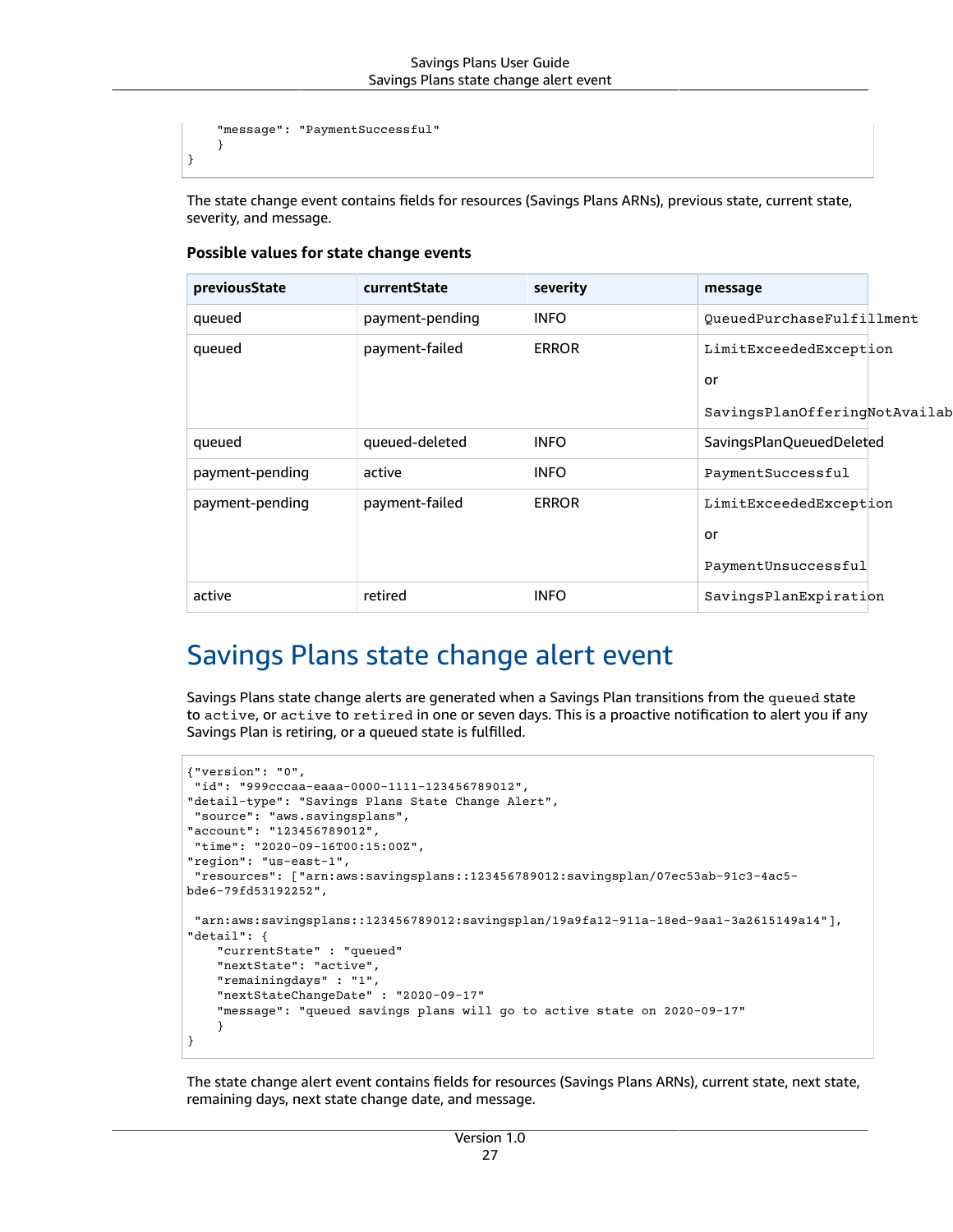```
    "message": "PaymentSuccessful"
    }
}
```

The state change event contains fields for resources (Savings Plans ARNs), previous state, current state, severity, and message.

**Possible values for state change events**

| previousState | currentState | severity | message |
|---|---|---|---|
| queued | payment-pending | INFO | `QueuedPurchaseFulfillment` |
| queued | payment-failed | ERROR | `LimitExceededException` or `SavingsPlanOfferingNotAvailab` |
| queued | queued-deleted | INFO | SavingsPlanQueuedDeleted |
| payment-pending | active | INFO | `PaymentSuccessful` |
| payment-pending | payment-failed | ERROR | `LimitExceededException` or `PaymentUnsuccessful` |
| active | retired | INFO | `SavingsPlanExpiration` |

# Savings Plans state change alert event

Savings Plans state change alerts are generated when a Savings Plan transitions from the `queued` state to `active`, or `active` to `retired` in one or seven days. This is a proactive notification to alert you if any Savings Plan is retiring, or a queued state is fulfilled.

```
{"version": "0",
 "id": "999cccaa-eaaa-0000-1111-123456789012",
"detail-type": "Savings Plans State Change Alert",
 "source": "aws.savingsplans",
"account": "123456789012",
 "time": "2020-09-16T00:15:00Z",
"region": "us-east-1",
 "resources": ["arn:aws:savingsplans::123456789012:savingsplan/07ec53ab-91c3-4ac5-bde6-79fd53192252",

 "arn:aws:savingsplans::123456789012:savingsplan/19a9fa12-911a-18ed-9aa1-3a2615149a14"],
"detail": {
    "currentState" : "queued"
    "nextState": "active",
    "remainingdays" : "1",
    "nextStateChangeDate" : "2020-09-17"
    "message": "queued savings plans will go to active state on 2020-09-17"
    }
}
```

The state change alert event contains fields for resources (Savings Plans ARNs), current state, next state, remaining days, next state change date, and message.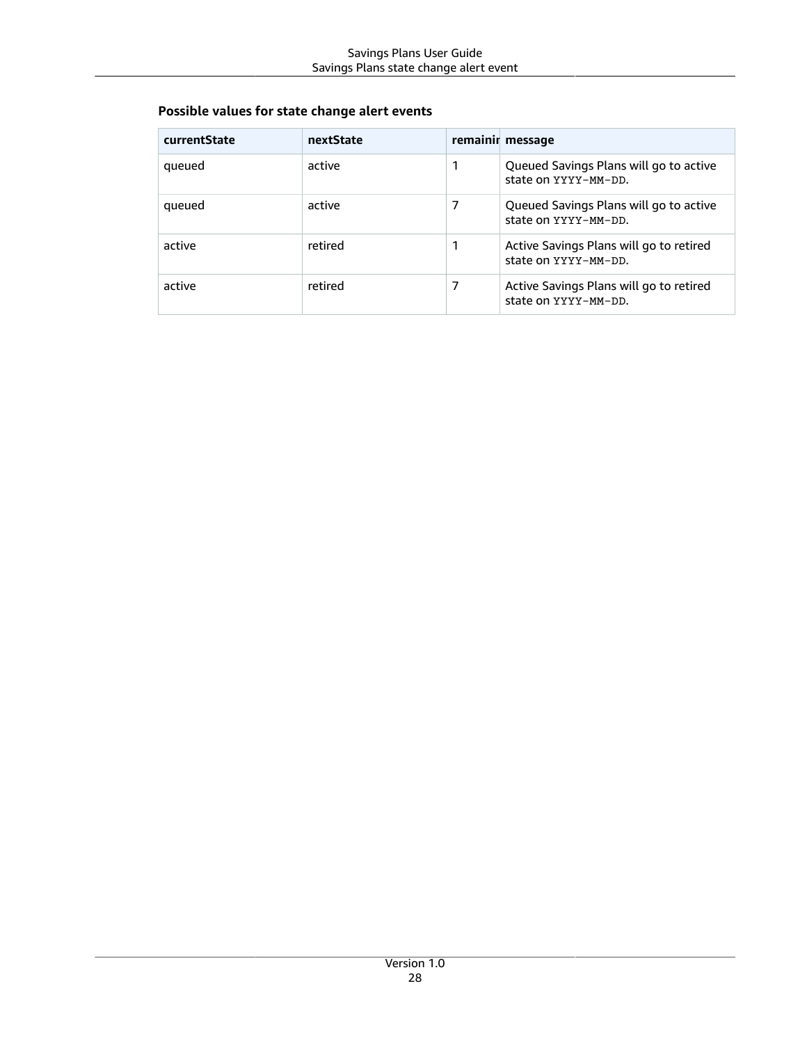### Possible values for state change alert events

| currentState | nextState | remainir | message |
| --- | --- | --- | --- |
| queued | active | 1 | Queued Savings Plans will go to active state on `YYYY-MM-DD`. |
| queued | active | 7 | Queued Savings Plans will go to active state on `YYYY-MM-DD`. |
| active | retired | 1 | Active Savings Plans will go to retired state on `YYYY-MM-DD`. |
| active | retired | 7 | Active Savings Plans will go to retired state on `YYYY-MM-DD`. |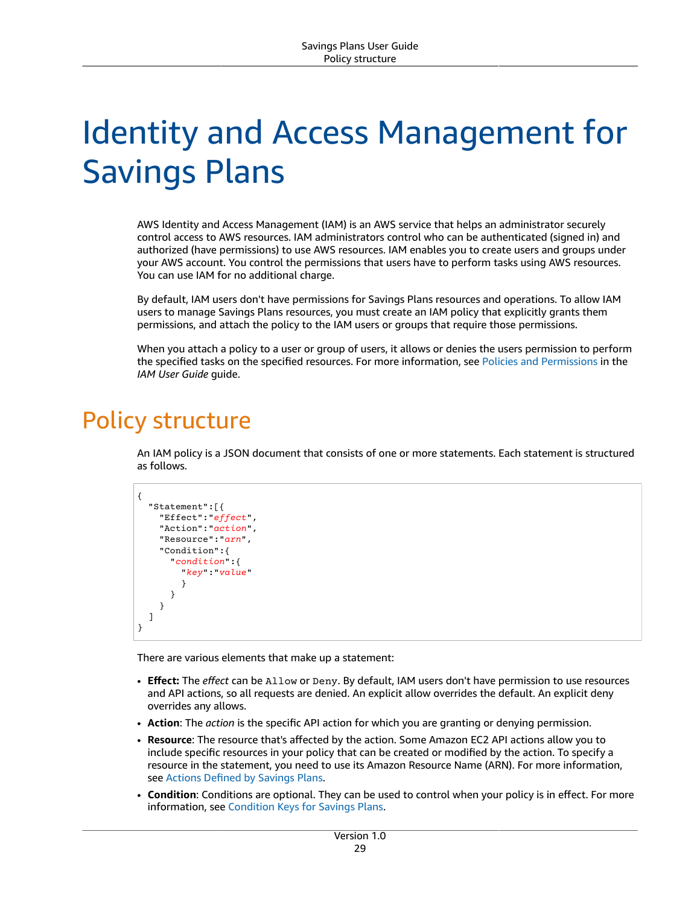# Identity and Access Management for Savings Plans

AWS Identity and Access Management (IAM) is an AWS service that helps an administrator securely control access to AWS resources. IAM administrators control who can be authenticated (signed in) and authorized (have permissions) to use AWS resources. IAM enables you to create users and groups under your AWS account. You control the permissions that users have to perform tasks using AWS resources. You can use IAM for no additional charge.

By default, IAM users don't have permissions for Savings Plans resources and operations. To allow IAM users to manage Savings Plans resources, you must create an IAM policy that explicitly grants them permissions, and attach the policy to the IAM users or groups that require those permissions.

When you attach a policy to a user or group of users, it allows or denies the users permission to perform the specified tasks on the specified resources. For more information, see Policies and Permissions in the *IAM User Guide* guide.

## Policy structure

An IAM policy is a JSON document that consists of one or more statements. Each statement is structured as follows.

```
{
  "Statement":[{
    "Effect":"effect",
    "Action":"action",
    "Resource":"arn",
    "Condition":{
      "condition":{
        "key":"value"
        }
      }
    }
  ]
}
```

There are various elements that make up a statement:

- **Effect:** The *effect* can be `Allow` or `Deny`. By default, IAM users don't have permission to use resources and API actions, so all requests are denied. An explicit allow overrides the default. An explicit deny overrides any allows.
- **Action**: The *action* is the specific API action for which you are granting or denying permission.
- **Resource**: The resource that's affected by the action. Some Amazon EC2 API actions allow you to include specific resources in your policy that can be created or modified by the action. To specify a resource in the statement, you need to use its Amazon Resource Name (ARN). For more information, see Actions Defined by Savings Plans.
- **Condition**: Conditions are optional. They can be used to control when your policy is in effect. For more information, see Condition Keys for Savings Plans.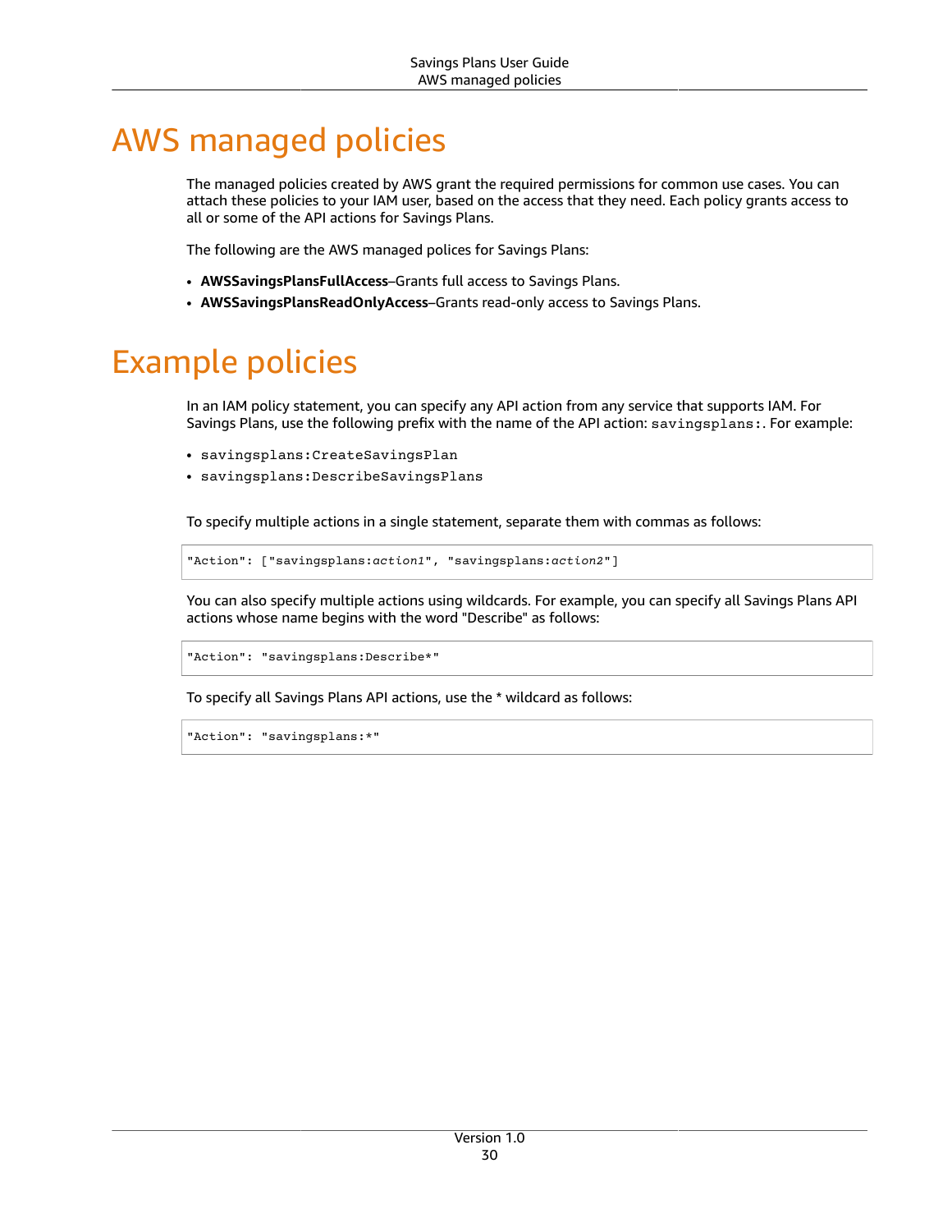# AWS managed policies

The managed policies created by AWS grant the required permissions for common use cases. You can attach these policies to your IAM user, based on the access that they need. Each policy grants access to all or some of the API actions for Savings Plans.

The following are the AWS managed polices for Savings Plans:

- **AWSSavingsPlansFullAccess**–Grants full access to Savings Plans.
- **AWSSavingsPlansReadOnlyAccess**–Grants read-only access to Savings Plans.

# Example policies

In an IAM policy statement, you can specify any API action from any service that supports IAM. For Savings Plans, use the following prefix with the name of the API action: `savingsplans:`. For example:

- `savingsplans:CreateSavingsPlan`
- `savingsplans:DescribeSavingsPlans`

To specify multiple actions in a single statement, separate them with commas as follows:

```
"Action": ["savingsplans:action1", "savingsplans:action2"]
```

You can also specify multiple actions using wildcards. For example, you can specify all Savings Plans API actions whose name begins with the word "Describe" as follows:

```
"Action": "savingsplans:Describe*"
```

To specify all Savings Plans API actions, use the * wildcard as follows:

```
"Action": "savingsplans:*"
```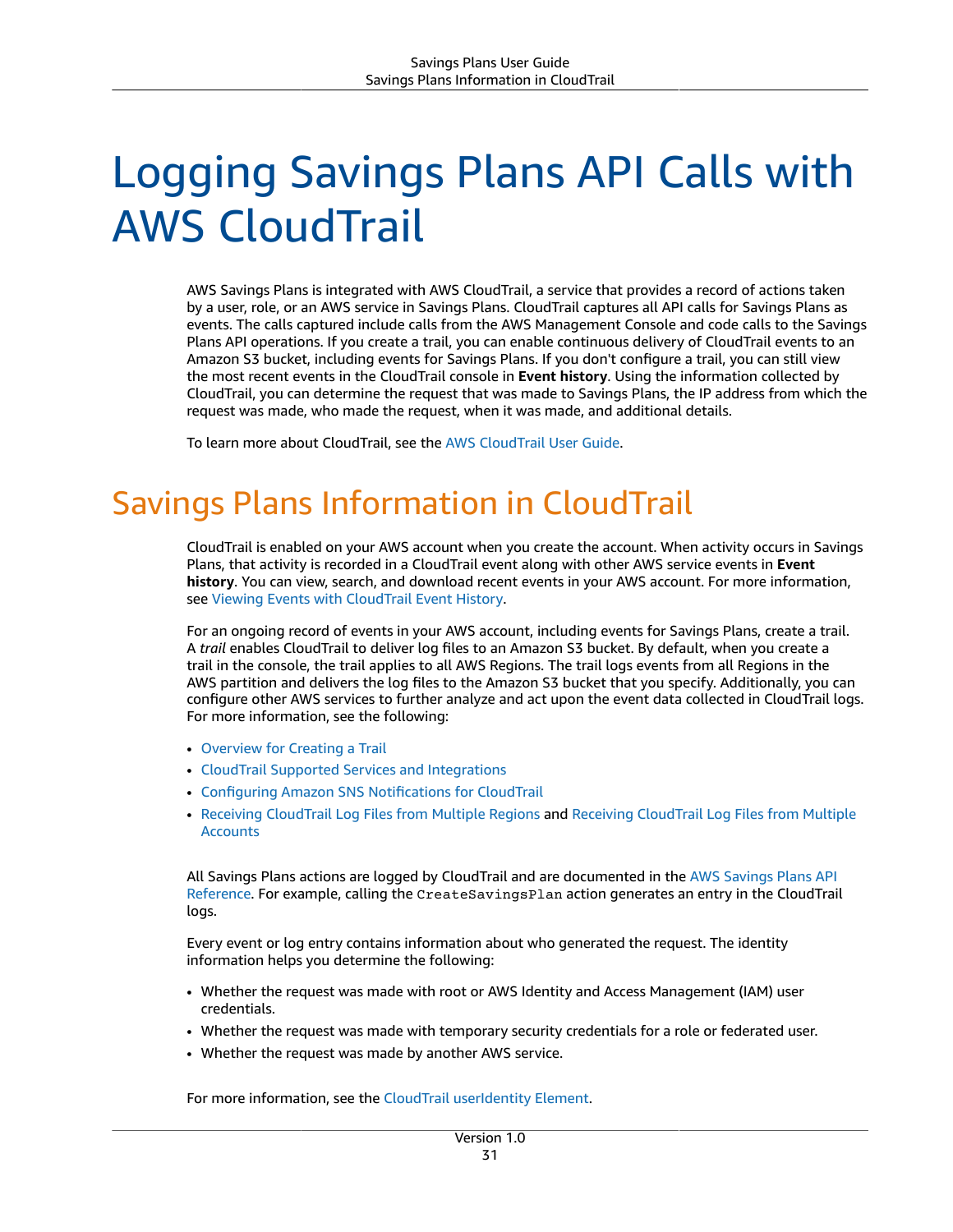# Logging Savings Plans API Calls with AWS CloudTrail

AWS Savings Plans is integrated with AWS CloudTrail, a service that provides a record of actions taken by a user, role, or an AWS service in Savings Plans. CloudTrail captures all API calls for Savings Plans as events. The calls captured include calls from the AWS Management Console and code calls to the Savings Plans API operations. If you create a trail, you can enable continuous delivery of CloudTrail events to an Amazon S3 bucket, including events for Savings Plans. If you don't configure a trail, you can still view the most recent events in the CloudTrail console in **Event history**. Using the information collected by CloudTrail, you can determine the request that was made to Savings Plans, the IP address from which the request was made, who made the request, when it was made, and additional details.

To learn more about CloudTrail, see the AWS CloudTrail User Guide.

## Savings Plans Information in CloudTrail

CloudTrail is enabled on your AWS account when you create the account. When activity occurs in Savings Plans, that activity is recorded in a CloudTrail event along with other AWS service events in **Event history**. You can view, search, and download recent events in your AWS account. For more information, see Viewing Events with CloudTrail Event History.

For an ongoing record of events in your AWS account, including events for Savings Plans, create a trail. A *trail* enables CloudTrail to deliver log files to an Amazon S3 bucket. By default, when you create a trail in the console, the trail applies to all AWS Regions. The trail logs events from all Regions in the AWS partition and delivers the log files to the Amazon S3 bucket that you specify. Additionally, you can configure other AWS services to further analyze and act upon the event data collected in CloudTrail logs. For more information, see the following:

- Overview for Creating a Trail
- CloudTrail Supported Services and Integrations
- Configuring Amazon SNS Notifications for CloudTrail
- Receiving CloudTrail Log Files from Multiple Regions and Receiving CloudTrail Log Files from Multiple Accounts

All Savings Plans actions are logged by CloudTrail and are documented in the AWS Savings Plans API Reference. For example, calling the `CreateSavingsPlan` action generates an entry in the CloudTrail logs.

Every event or log entry contains information about who generated the request. The identity information helps you determine the following:

- Whether the request was made with root or AWS Identity and Access Management (IAM) user credentials.
- Whether the request was made with temporary security credentials for a role or federated user.
- Whether the request was made by another AWS service.

For more information, see the CloudTrail userIdentity Element.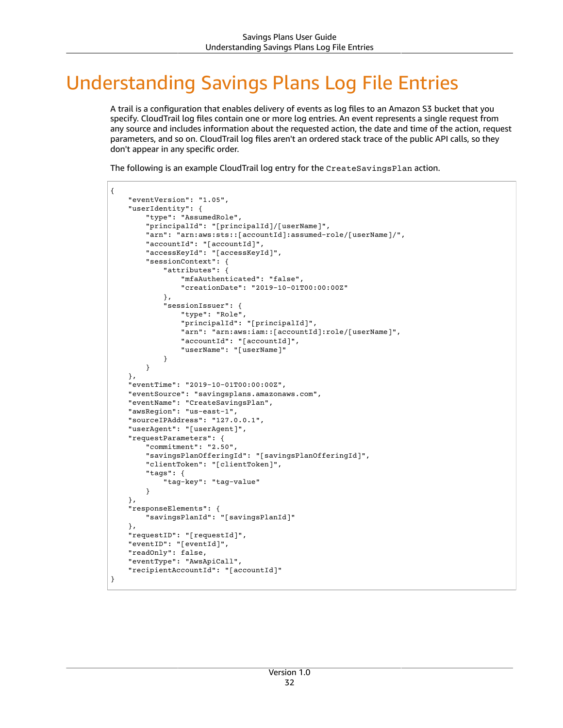# Understanding Savings Plans Log File Entries

A trail is a configuration that enables delivery of events as log files to an Amazon S3 bucket that you specify. CloudTrail log files contain one or more log entries. An event represents a single request from any source and includes information about the requested action, the date and time of the action, request parameters, and so on. CloudTrail log files aren't an ordered stack trace of the public API calls, so they don't appear in any specific order.

The following is an example CloudTrail log entry for the `CreateSavingsPlan` action.

```
{
    "eventVersion": "1.05",
    "userIdentity": {
        "type": "AssumedRole",
        "principalId": "[principalId]/[userName]",
        "arn": "arn:aws:sts::[accountId]:assumed-role/[userName]/",
        "accountId": "[accountId]",
        "accessKeyId": "[accessKeyId]",
        "sessionContext": {
            "attributes": {
                "mfaAuthenticated": "false",
                "creationDate": "2019-10-01T00:00:00Z"
            },
            "sessionIssuer": {
                "type": "Role",
                "principalId": "[principalId]",
                "arn": "arn:aws:iam::[accountId]:role/[userName]",
                "accountId": "[accountId]",
                "userName": "[userName]"
            }
        }
    },
    "eventTime": "2019-10-01T00:00:00Z",
    "eventSource": "savingsplans.amazonaws.com",
    "eventName": "CreateSavingsPlan",
    "awsRegion": "us-east-1",
    "sourceIPAddress": "127.0.0.1",
    "userAgent": "[userAgent]",
    "requestParameters": {
        "commitment": "2.50",
        "savingsPlanOfferingId": "[savingsPlanOfferingId]",
        "clientToken": "[clientToken]",
        "tags": {
            "tag-key": "tag-value"
        }
    },
    "responseElements": {
        "savingsPlanId": "[savingsPlanId]"
    },
    "requestID": "[requestId]",
    "eventID": "[eventId]",
    "readOnly": false,
    "eventType": "AwsApiCall",
    "recipientAccountId": "[accountId]"
}
```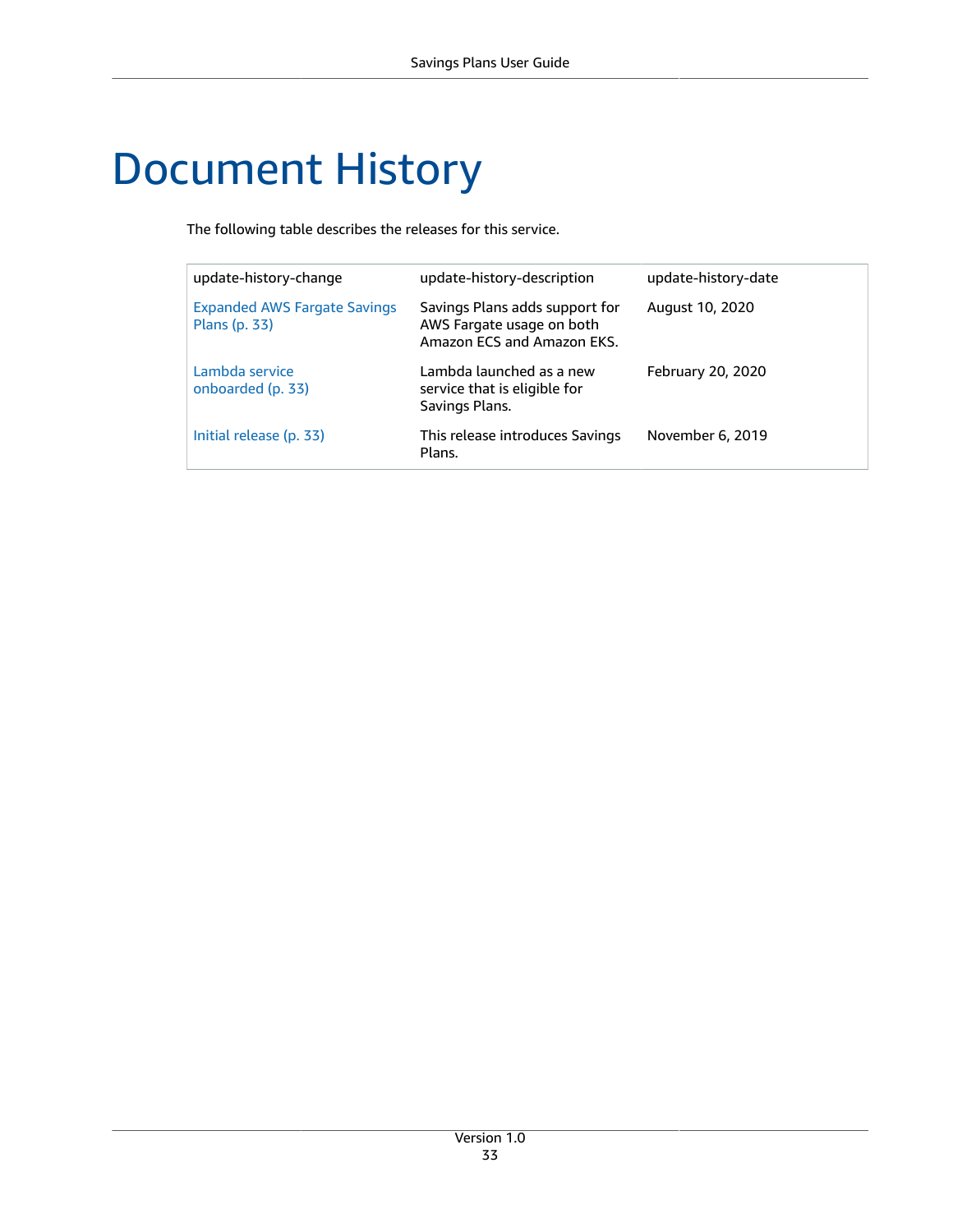# Document History

The following table describes the releases for this service.

| update-history-change | update-history-description | update-history-date |
| --- | --- | --- |
| Expanded AWS Fargate Savings Plans (p. 33) | Savings Plans adds support for AWS Fargate usage on both Amazon ECS and Amazon EKS. | August 10, 2020 |
| Lambda service onboarded (p. 33) | Lambda launched as a new service that is eligible for Savings Plans. | February 20, 2020 |
| Initial release (p. 33) | This release introduces Savings Plans. | November 6, 2019 |